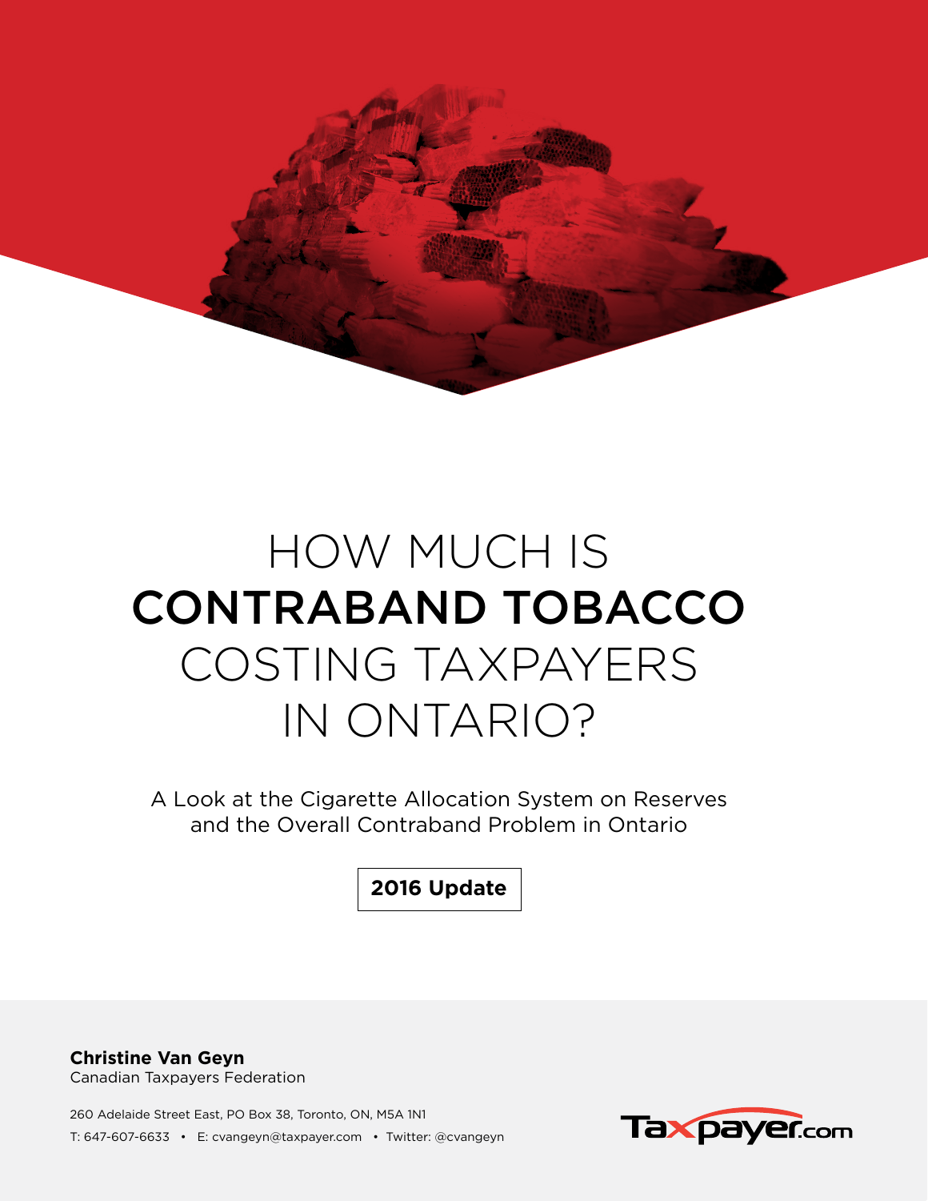# HOW MUCH IS **CONTRABAND TOBACCO** COSTING TAXPAYERS IN ONTARIO?

A Look at the Cigarette Allocation System on Reserves and the Overall Contraband Problem in Ontario

**2016 Update**

**Christine Van Geyn**
Canadian Taxpayers Federation

260 Adelaide Street East, PO Box 38, Toronto, ON, M5A 1N1
T: 647-607-6633 • E: cvangeyn@taxpayer.com • Twitter: @cvangeyn

Taxpayer.com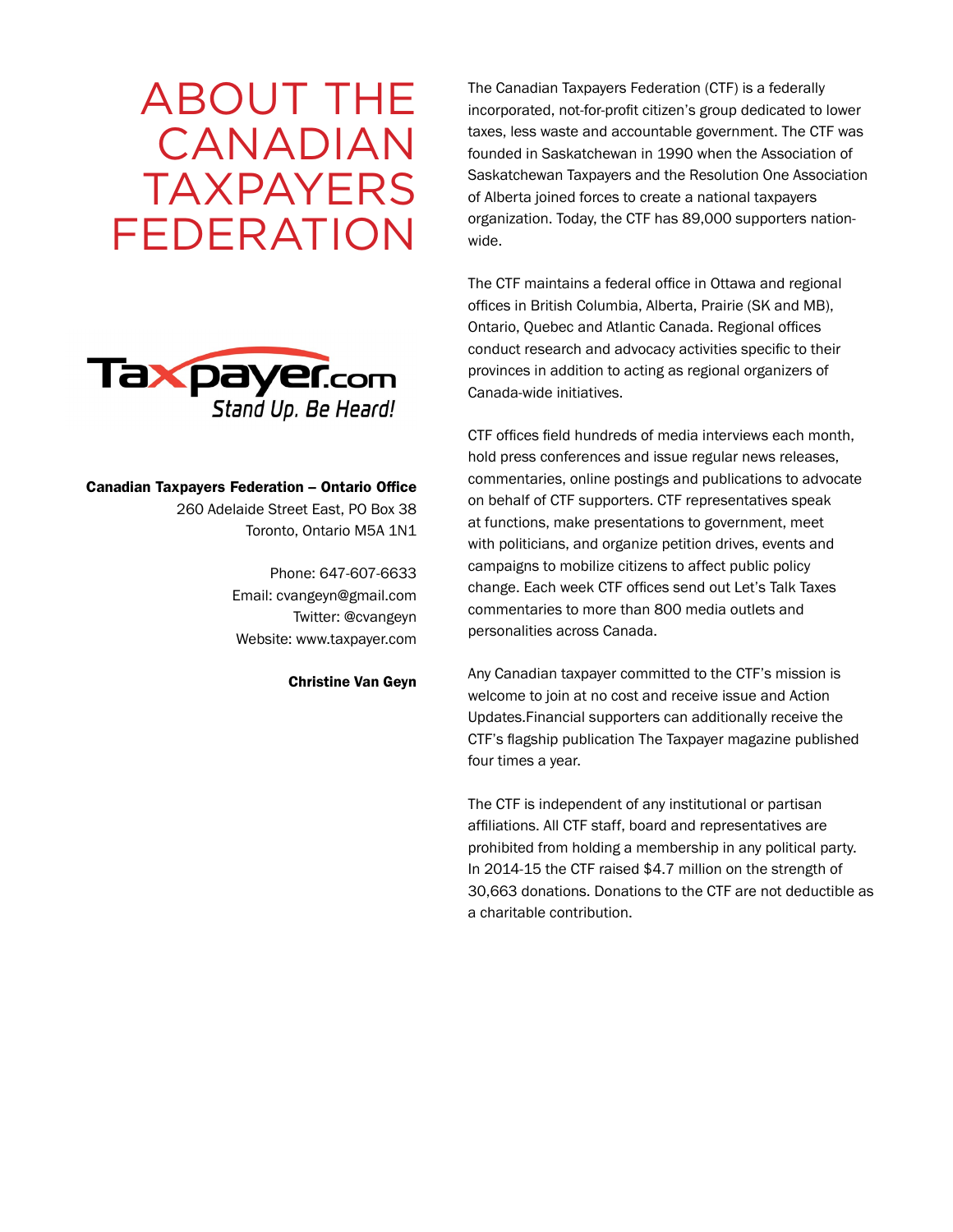# ABOUT THE CANADIAN TAXPAYERS FEDERATION

Taxpayer.com
*Stand Up. Be Heard!*

**Canadian Taxpayers Federation – Ontario Office**
260 Adelaide Street East, PO Box 38
Toronto, Ontario M5A 1N1

Phone: 647-607-6633
Email: cvangeyn@gmail.com
Twitter: @cvangeyn
Website: www.taxpayer.com

**Christine Van Geyn**

The Canadian Taxpayers Federation (CTF) is a federally incorporated, not-for-profit citizen's group dedicated to lower taxes, less waste and accountable government. The CTF was founded in Saskatchewan in 1990 when the Association of Saskatchewan Taxpayers and the Resolution One Association of Alberta joined forces to create a national taxpayers organization. Today, the CTF has 89,000 supporters nation-wide.

The CTF maintains a federal office in Ottawa and regional offices in British Columbia, Alberta, Prairie (SK and MB), Ontario, Quebec and Atlantic Canada. Regional offices conduct research and advocacy activities specific to their provinces in addition to acting as regional organizers of Canada-wide initiatives.

CTF offices field hundreds of media interviews each month, hold press conferences and issue regular news releases, commentaries, online postings and publications to advocate on behalf of CTF supporters. CTF representatives speak at functions, make presentations to government, meet with politicians, and organize petition drives, events and campaigns to mobilize citizens to affect public policy change. Each week CTF offices send out Let's Talk Taxes commentaries to more than 800 media outlets and personalities across Canada.

Any Canadian taxpayer committed to the CTF's mission is welcome to join at no cost and receive issue and Action Updates.Financial supporters can additionally receive the CTF's flagship publication The Taxpayer magazine published four times a year.

The CTF is independent of any institutional or partisan affiliations. All CTF staff, board and representatives are prohibited from holding a membership in any political party. In 2014-15 the CTF raised $4.7 million on the strength of 30,663 donations. Donations to the CTF are not deductible as a charitable contribution.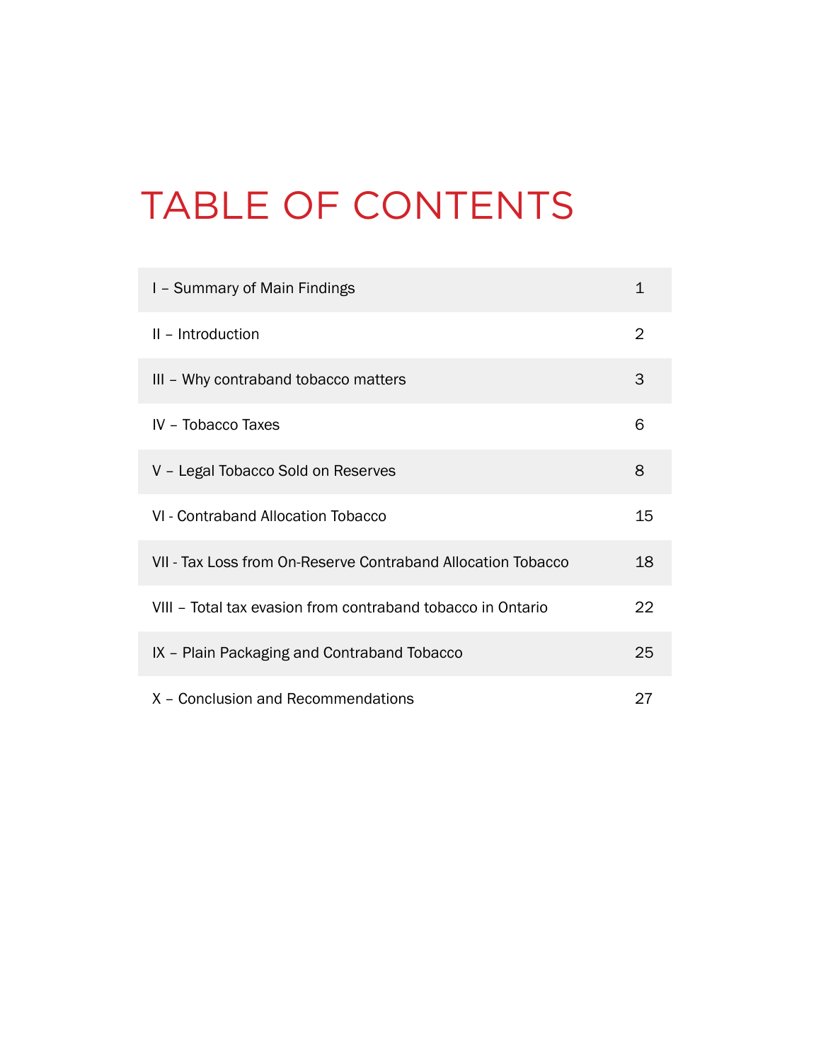# TABLE OF CONTENTS

| | |
|---|---|
| I – Summary of Main Findings | 1 |
| II – Introduction | 2 |
| III – Why contraband tobacco matters | 3 |
| IV – Tobacco Taxes | 6 |
| V – Legal Tobacco Sold on Reserves | 8 |
| VI - Contraband Allocation Tobacco | 15 |
| VII - Tax Loss from On-Reserve Contraband Allocation Tobacco | 18 |
| VIII – Total tax evasion from contraband tobacco in Ontario | 22 |
| IX – Plain Packaging and Contraband Tobacco | 25 |
| X – Conclusion and Recommendations | 27 |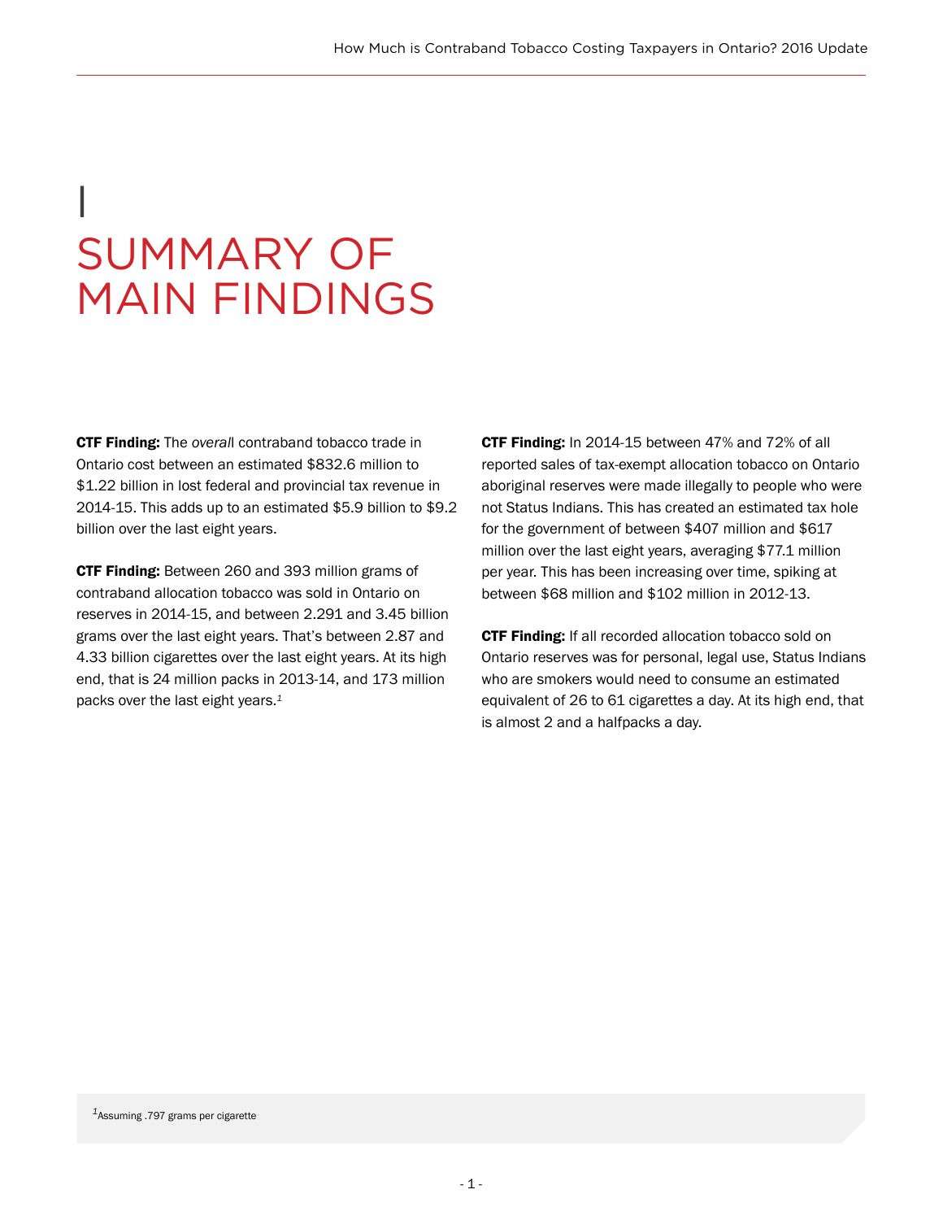# I

# SUMMARY OF MAIN FINDINGS

**CTF Finding:** The *overall* contraband tobacco trade in Ontario cost between an estimated $832.6 million to $1.22 billion in lost federal and provincial tax revenue in 2014-15. This adds up to an estimated $5.9 billion to $9.2 billion over the last eight years.

**CTF Finding:** Between 260 and 393 million grams of contraband allocation tobacco was sold in Ontario on reserves in 2014-15, and between 2.291 and 3.45 billion grams over the last eight years. That's between 2.87 and 4.33 billion cigarettes over the last eight years. At its high end, that is 24 million packs in 2013-14, and 173 million packs over the last eight years.[1]

**CTF Finding:** In 2014-15 between 47% and 72% of all reported sales of tax-exempt allocation tobacco on Ontario aboriginal reserves were made illegally to people who were not Status Indians. This has created an estimated tax hole for the government of between $407 million and $617 million over the last eight years, averaging $77.1 million per year. This has been increasing over time, spiking at between $68 million and $102 million in 2012-13.

**CTF Finding:** If all recorded allocation tobacco sold on Ontario reserves was for personal, legal use, Status Indians who are smokers would need to consume an estimated equivalent of 26 to 61 cigarettes a day. At its high end, that is almost 2 and a halfpacks a day.

[1] Assuming .797 grams per cigarette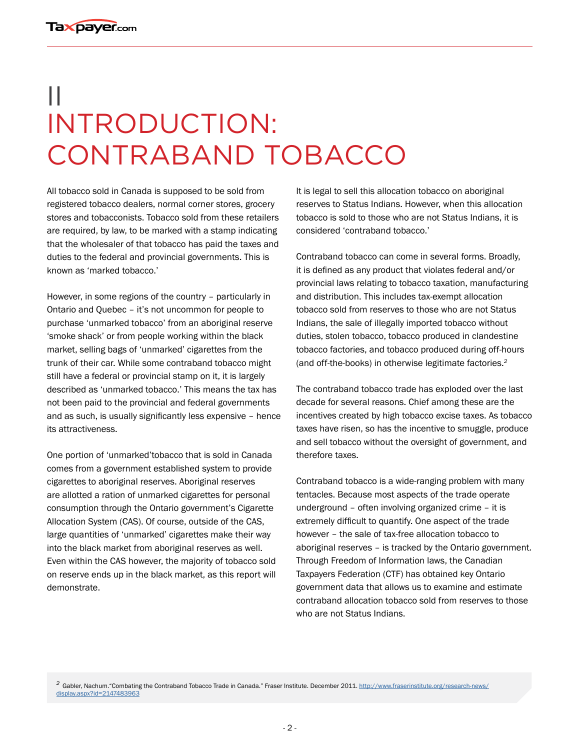# II INTRODUCTION: CONTRABAND TOBACCO

All tobacco sold in Canada is supposed to be sold from registered tobacco dealers, normal corner stores, grocery stores and tobacconists. Tobacco sold from these retailers are required, by law, to be marked with a stamp indicating that the wholesaler of that tobacco has paid the taxes and duties to the federal and provincial governments. This is known as 'marked tobacco.'

However, in some regions of the country – particularly in Ontario and Quebec – it's not uncommon for people to purchase 'unmarked tobacco' from an aboriginal reserve 'smoke shack' or from people working within the black market, selling bags of 'unmarked' cigarettes from the trunk of their car. While some contraband tobacco might still have a federal or provincial stamp on it, it is largely described as 'unmarked tobacco.' This means the tax has not been paid to the provincial and federal governments and as such, is usually significantly less expensive – hence its attractiveness.

One portion of 'unmarked'tobacco that is sold in Canada comes from a government established system to provide cigarettes to aboriginal reserves. Aboriginal reserves are allotted a ration of unmarked cigarettes for personal consumption through the Ontario government's Cigarette Allocation System (CAS). Of course, outside of the CAS, large quantities of 'unmarked' cigarettes make their way into the black market from aboriginal reserves as well. Even within the CAS however, the majority of tobacco sold on reserve ends up in the black market, as this report will demonstrate.

It is legal to sell this allocation tobacco on aboriginal reserves to Status Indians. However, when this allocation tobacco is sold to those who are not Status Indians, it is considered 'contraband tobacco.'

Contraband tobacco can come in several forms. Broadly, it is defined as any product that violates federal and/or provincial laws relating to tobacco taxation, manufacturing and distribution. This includes tax-exempt allocation tobacco sold from reserves to those who are not Status Indians, the sale of illegally imported tobacco without duties, stolen tobacco, tobacco produced in clandestine tobacco factories, and tobacco produced during off-hours (and off-the-books) in otherwise legitimate factories.[2]

The contraband tobacco trade has exploded over the last decade for several reasons. Chief among these are the incentives created by high tobacco excise taxes. As tobacco taxes have risen, so has the incentive to smuggle, produce and sell tobacco without the oversight of government, and therefore taxes.

Contraband tobacco is a wide-ranging problem with many tentacles. Because most aspects of the trade operate underground – often involving organized crime – it is extremely difficult to quantify. One aspect of the trade however – the sale of tax-free allocation tobacco to aboriginal reserves – is tracked by the Ontario government. Through Freedom of Information laws, the Canadian Taxpayers Federation (CTF) has obtained key Ontario government data that allows us to examine and estimate contraband allocation tobacco sold from reserves to those who are not Status Indians.

[2] Gabler, Nachum."Combating the Contraband Tobacco Trade in Canada." Fraser Institute. December 2011. http://www.fraserinstitute.org/research-news/display.aspx?id=2147483963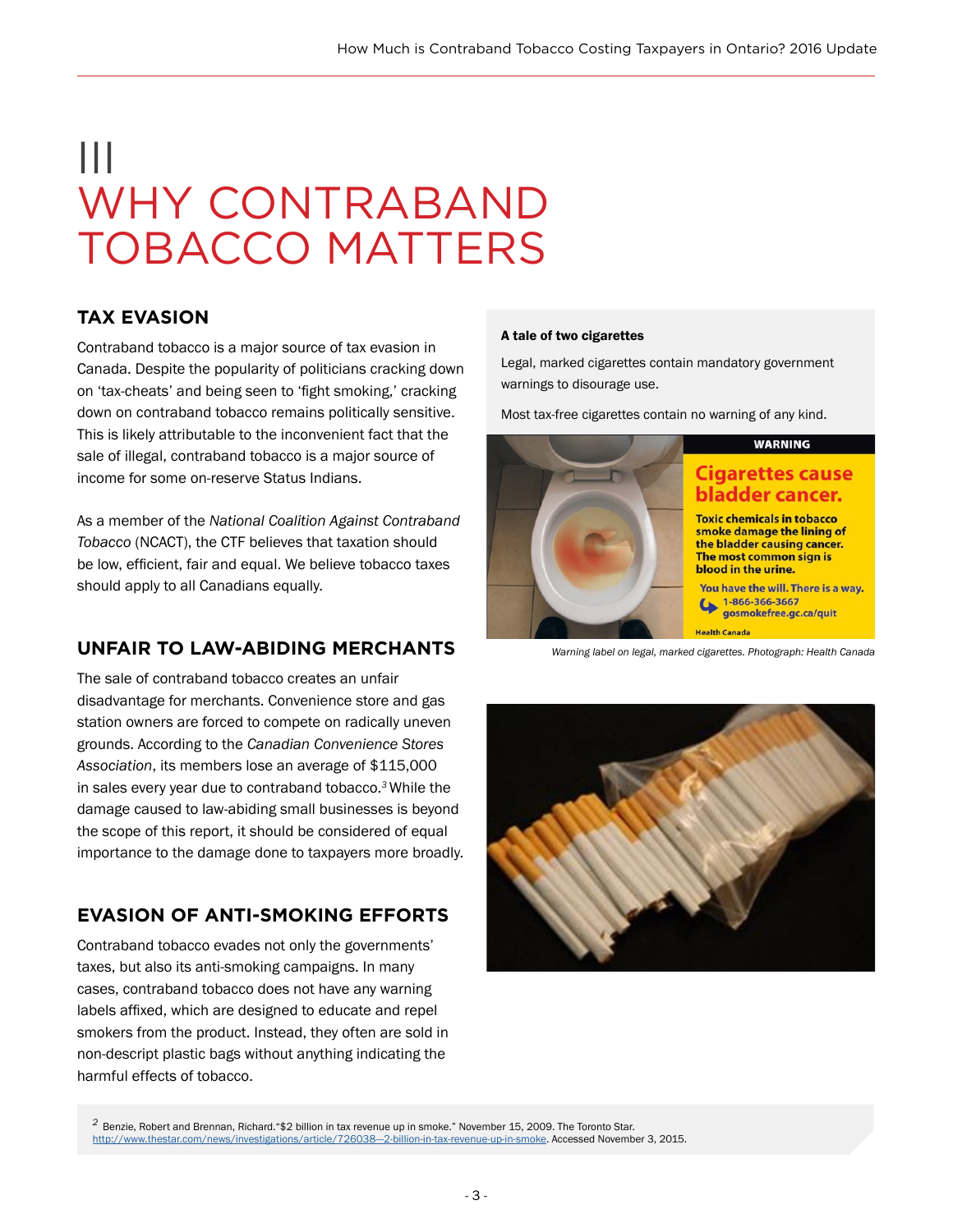# III
# WHY CONTRABAND TOBACCO MATTERS

## TAX EVASION

Contraband tobacco is a major source of tax evasion in Canada. Despite the popularity of politicians cracking down on 'tax-cheats' and being seen to 'fight smoking,' cracking down on contraband tobacco remains politically sensitive. This is likely attributable to the inconvenient fact that the sale of illegal, contraband tobacco is a major source of income for some on-reserve Status Indians.

As a member of the *National Coalition Against Contraband Tobacco* (NCACT), the CTF believes that taxation should be low, efficient, fair and equal. We believe tobacco taxes should apply to all Canadians equally.

## UNFAIR TO LAW-ABIDING MERCHANTS

The sale of contraband tobacco creates an unfair disadvantage for merchants. Convenience store and gas station owners are forced to compete on radically uneven grounds. According to the *Canadian Convenience Stores Association*, its members lose an average of $115,000 in sales every year due to contraband tobacco.[3] While the damage caused to law-abiding small businesses is beyond the scope of this report, it should be considered of equal importance to the damage done to taxpayers more broadly.

## EVASION OF ANTI-SMOKING EFFORTS

Contraband tobacco evades not only the governments' taxes, but also its anti-smoking campaigns. In many cases, contraband tobacco does not have any warning labels affixed, which are designed to educate and repel smokers from the product. Instead, they often are sold in non-descript plastic bags without anything indicating the harmful effects of tobacco.

**A tale of two cigarettes**

Legal, marked cigarettes contain mandatory government warnings to disourage use.

Most tax-free cigarettes contain no warning of any kind.

*Warning label on legal, marked cigarettes. Photograph: Health Canada*

[2] Benzie, Robert and Brennan, Richard."$2 billion in tax revenue up in smoke." November 15, 2009. The Toronto Star. http://www.thestar.com/news/investigations/article/726038--2-billion-in-tax-revenue-up-in-smoke. Accessed November 3, 2015.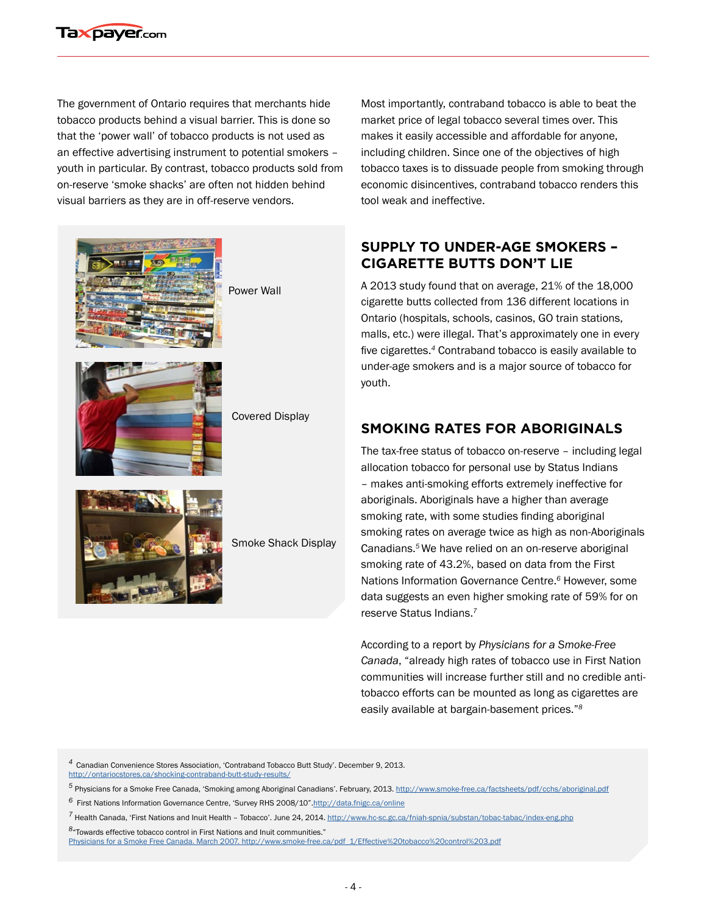The government of Ontario requires that merchants hide tobacco products behind a visual barrier. This is done so that the 'power wall' of tobacco products is not used as an effective advertising instrument to potential smokers – youth in particular. By contrast, tobacco products sold from on-reserve 'smoke shacks' are often not hidden behind visual barriers as they are in off-reserve vendors.

Power Wall

Covered Display

Smoke Shack Display

Most importantly, contraband tobacco is able to beat the market price of legal tobacco several times over. This makes it easily accessible and affordable for anyone, including children. Since one of the objectives of high tobacco taxes is to dissuade people from smoking through economic disincentives, contraband tobacco renders this tool weak and ineffective.

## SUPPLY TO UNDER-AGE SMOKERS – CIGARETTE BUTTS DON'T LIE

A 2013 study found that on average, 21% of the 18,000 cigarette butts collected from 136 different locations in Ontario (hospitals, schools, casinos, GO train stations, malls, etc.) were illegal. That's approximately one in every five cigarettes.[4] Contraband tobacco is easily available to under-age smokers and is a major source of tobacco for youth.

## SMOKING RATES FOR ABORIGINALS

The tax-free status of tobacco on-reserve – including legal allocation tobacco for personal use by Status Indians – makes anti-smoking efforts extremely ineffective for aboriginals. Aboriginals have a higher than average smoking rate, with some studies finding aboriginal smoking rates on average twice as high as non-Aboriginals Canadians.[5] We have relied on an on-reserve aboriginal smoking rate of 43.2%, based on data from the First Nations Information Governance Centre.[6] However, some data suggests an even higher smoking rate of 59% for on reserve Status Indians.[7]

According to a report by *Physicians for a Smoke-Free Canada*, "already high rates of tobacco use in First Nation communities will increase further still and no credible anti-tobacco efforts can be mounted as long as cigarettes are easily available at bargain-basement prices."[8]

---

[4] Canadian Convenience Stores Association, 'Contraband Tobacco Butt Study'. December 9, 2013. http://ontariocstores.ca/shocking-contraband-butt-study-results/

[5] Physicians for a Smoke Free Canada, 'Smoking among Aboriginal Canadians'. February, 2013. http://www.smoke-free.ca/factsheets/pdf/cchs/aboriginal.pdf

[6] First Nations Information Governance Centre, 'Survey RHS 2008/10".http://data.fnigc.ca/online

[7] Health Canada, 'First Nations and Inuit Health – Tobacco'. June 24, 2014. http://www.hc-sc.gc.ca/fniah-spnia/substan/tobac-tabac/index-eng.php

[8] "Towards effective tobacco control in First Nations and Inuit communities." Physicians for a Smoke Free Canada. March 2007. http://www.smoke-free.ca/pdf_1/Effective%20tobacco%20control%203.pdf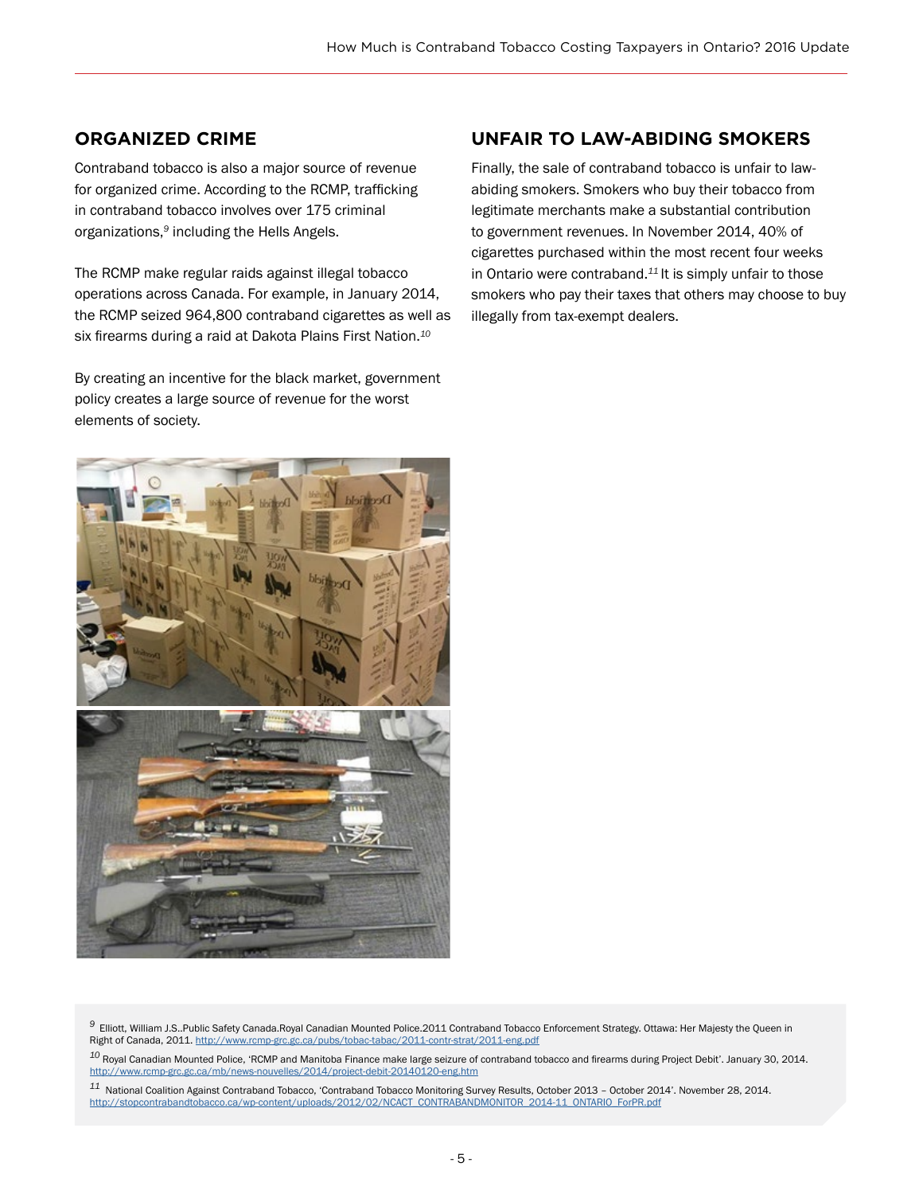## ORGANIZED CRIME

Contraband tobacco is also a major source of revenue for organized crime. According to the RCMP, trafficking in contraband tobacco involves over 175 criminal organizations,[9] including the Hells Angels.

The RCMP make regular raids against illegal tobacco operations across Canada. For example, in January 2014, the RCMP seized 964,800 contraband cigarettes as well as six firearms during a raid at Dakota Plains First Nation.[10]

By creating an incentive for the black market, government policy creates a large source of revenue for the worst elements of society.

## UNFAIR TO LAW-ABIDING SMOKERS

Finally, the sale of contraband tobacco is unfair to law-abiding smokers. Smokers who buy their tobacco from legitimate merchants make a substantial contribution to government revenues. In November 2014, 40% of cigarettes purchased within the most recent four weeks in Ontario were contraband.[11] It is simply unfair to those smokers who pay their taxes that others may choose to buy illegally from tax-exempt dealers.

---

[9] Elliott, William J.S..Public Safety Canada.Royal Canadian Mounted Police.2011 Contraband Tobacco Enforcement Strategy. Ottawa: Her Majesty the Queen in Right of Canada, 2011. http://www.rcmp-grc.gc.ca/pubs/tobac-tabac/2011-contr-strat/2011-eng.pdf

[10] Royal Canadian Mounted Police, 'RCMP and Manitoba Finance make large seizure of contraband tobacco and firearms during Project Debit'. January 30, 2014. http://www.rcmp-grc.gc.ca/mb/news-nouvelles/2014/project-debit-20140120-eng.htm

[11] National Coalition Against Contraband Tobacco, 'Contraband Tobacco Monitoring Survey Results, October 2013 – October 2014'. November 28, 2014. http://stopcontrabandtobacco.ca/wp-content/uploads/2012/02/NCACT_CONTRABANDMONITOR_2014-11_ONTARIO_ForPR.pdf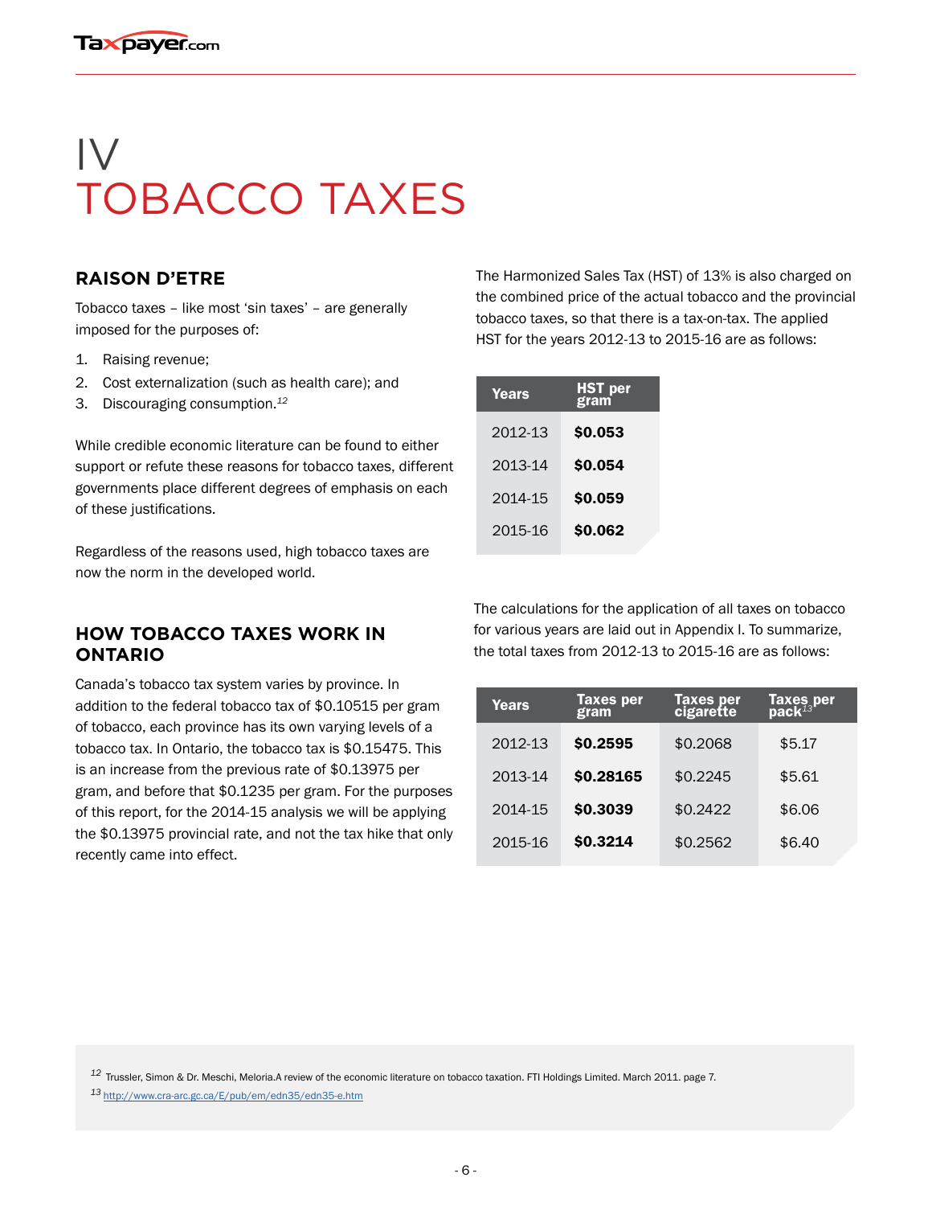# IV
# TOBACCO TAXES

## RAISON D'ETRE

Tobacco taxes – like most 'sin taxes' – are generally imposed for the purposes of:

1. Raising revenue;
2. Cost externalization (such as health care); and
3. Discouraging consumption.[12]

While credible economic literature can be found to either support or refute these reasons for tobacco taxes, different governments place different degrees of emphasis on each of these justifications.

Regardless of the reasons used, high tobacco taxes are now the norm in the developed world.

## HOW TOBACCO TAXES WORK IN ONTARIO

Canada's tobacco tax system varies by province. In addition to the federal tobacco tax of $0.10515 per gram of tobacco, each province has its own varying levels of a tobacco tax. In Ontario, the tobacco tax is $0.15475. This is an increase from the previous rate of $0.13975 per gram, and before that $0.1235 per gram. For the purposes of this report, for the 2014-15 analysis we will be applying the $0.13975 provincial rate, and not the tax hike that only recently came into effect.

The Harmonized Sales Tax (HST) of 13% is also charged on the combined price of the actual tobacco and the provincial tobacco taxes, so that there is a tax-on-tax. The applied HST for the years 2012-13 to 2015-16 are as follows:

| Years | HST per gram |
|---|---|
| 2012-13 | **$0.053** |
| 2013-14 | **$0.054** |
| 2014-15 | **$0.059** |
| 2015-16 | **$0.062** |

The calculations for the application of all taxes on tobacco for various years are laid out in Appendix I. To summarize, the total taxes from 2012-13 to 2015-16 are as follows:

| Years | Taxes per gram | Taxes per cigarette | Taxes per pack[13] |
|---|---|---|---|
| 2012-13 | **$0.2595** | $0.2068 | $5.17 |
| 2013-14 | **$0.28165** | $0.2245 | $5.61 |
| 2014-15 | **$0.3039** | $0.2422 | $6.06 |
| 2015-16 | **$0.3214** | $0.2562 | $6.40 |

[12] Trussler, Simon & Dr. Meschi, Meloria.A review of the economic literature on tobacco taxation. FTI Holdings Limited. March 2011. page 7.

[13] http://www.cra-arc.gc.ca/E/pub/em/edn35/edn35-e.htm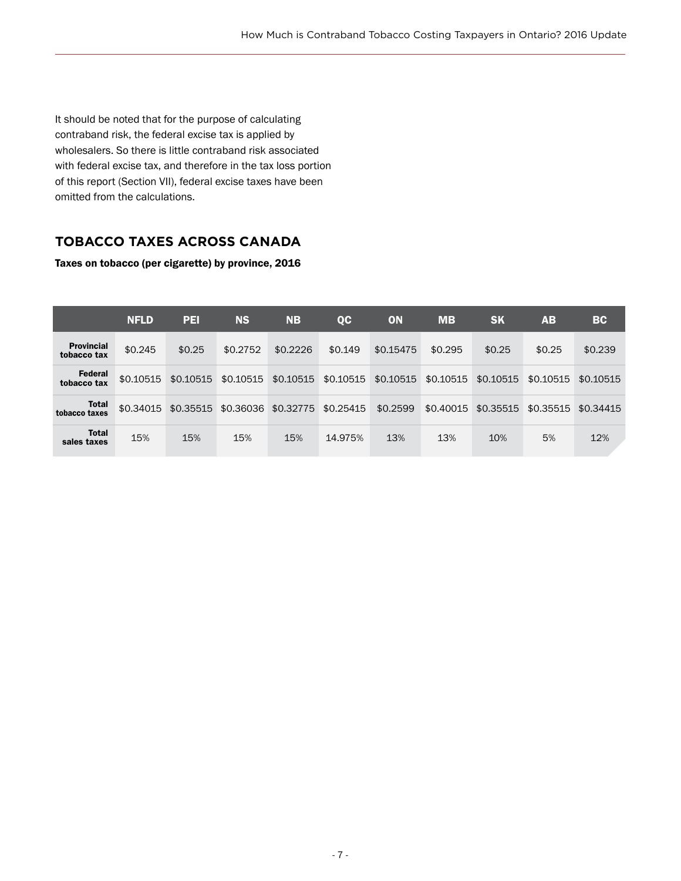It should be noted that for the purpose of calculating contraband risk, the federal excise tax is applied by wholesalers. So there is little contraband risk associated with federal excise tax, and therefore in the tax loss portion of this report (Section VII), federal excise taxes have been omitted from the calculations.

## TOBACCO TAXES ACROSS CANADA

**Taxes on tobacco (per cigarette) by province, 2016**

| | NFLD | PEI | NS | NB | QC | ON | MB | SK | AB | BC |
|---|---|---|---|---|---|---|---|---|---|---|
| **Provincial tobacco tax** | $0.245 | $0.25 | $0.2752 | $0.2226 | $0.149 | $0.15475 | $0.295 | $0.25 | $0.25 | $0.239 |
| **Federal tobacco tax** | $0.10515 | $0.10515 | $0.10515 | $0.10515 | $0.10515 | $0.10515 | $0.10515 | $0.10515 | $0.10515 | $0.10515 |
| **Total tobacco taxes** | $0.34015 | $0.35515 | $0.36036 | $0.32775 | $0.25415 | $0.2599 | $0.40015 | $0.35515 | $0.35515 | $0.34415 |
| **Total sales taxes** | 15% | 15% | 15% | 15% | 14.975% | 13% | 13% | 10% | 5% | 12% |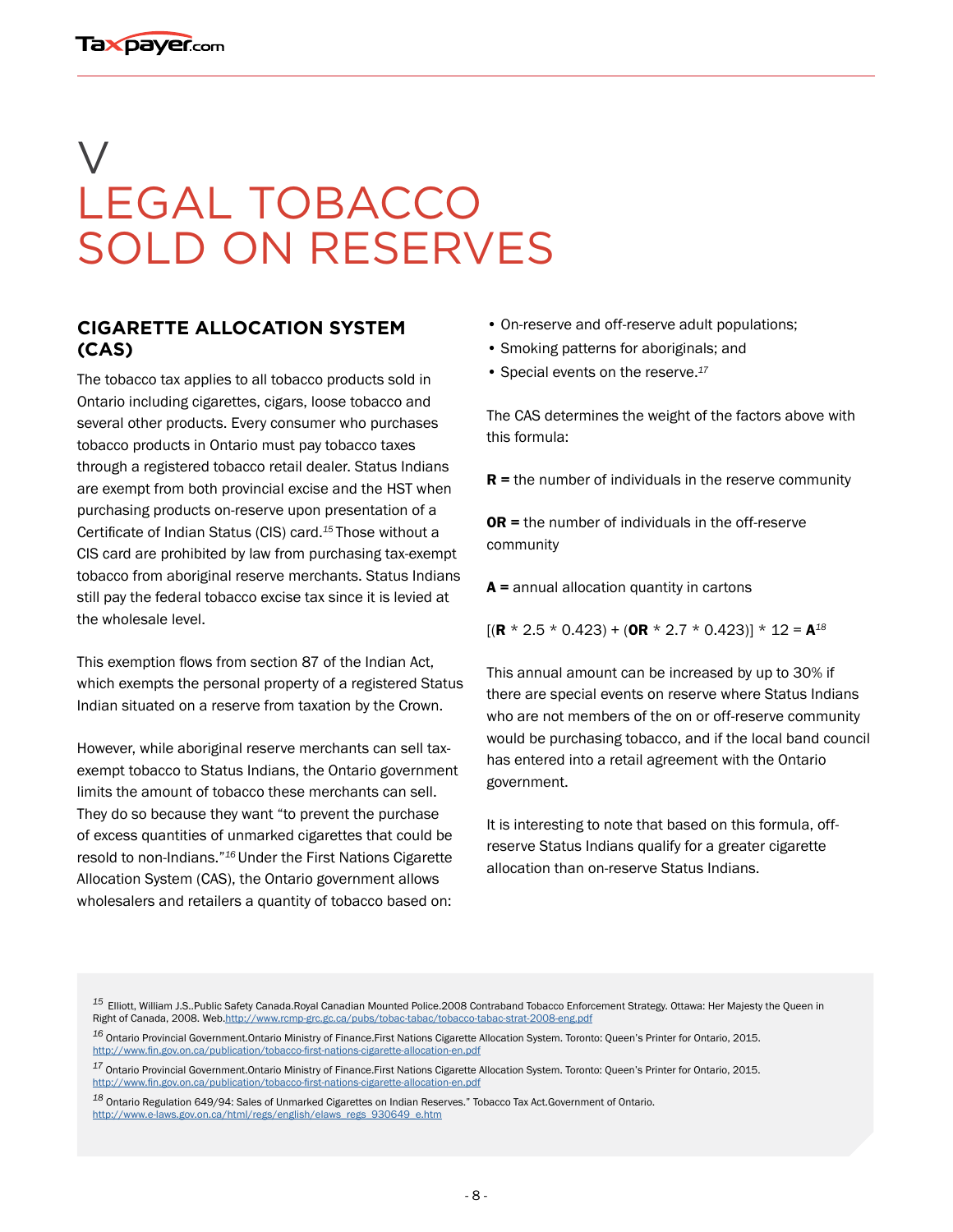# V LEGAL TOBACCO SOLD ON RESERVES

## CIGARETTE ALLOCATION SYSTEM (CAS)

The tobacco tax applies to all tobacco products sold in Ontario including cigarettes, cigars, loose tobacco and several other products. Every consumer who purchases tobacco products in Ontario must pay tobacco taxes through a registered tobacco retail dealer. Status Indians are exempt from both provincial excise and the HST when purchasing products on-reserve upon presentation of a Certificate of Indian Status (CIS) card.[15] Those without a CIS card are prohibited by law from purchasing tax-exempt tobacco from aboriginal reserve merchants. Status Indians still pay the federal tobacco excise tax since it is levied at the wholesale level.

This exemption flows from section 87 of the Indian Act, which exempts the personal property of a registered Status Indian situated on a reserve from taxation by the Crown.

However, while aboriginal reserve merchants can sell tax-exempt tobacco to Status Indians, the Ontario government limits the amount of tobacco these merchants can sell. They do so because they want "to prevent the purchase of excess quantities of unmarked cigarettes that could be resold to non-Indians."[16] Under the First Nations Cigarette Allocation System (CAS), the Ontario government allows wholesalers and retailers a quantity of tobacco based on:

- On-reserve and off-reserve adult populations;
- Smoking patterns for aboriginals; and
- Special events on the reserve.[17]

The CAS determines the weight of the factors above with this formula:

**R =** the number of individuals in the reserve community

**OR =** the number of individuals in the off-reserve community

**A =** annual allocation quantity in cartons

$[(\mathbf{R} * 2.5 * 0.423) + (\mathbf{OR} * 2.7 * 0.423)] * 12 = \mathbf{A}$[18]

This annual amount can be increased by up to 30% if there are special events on reserve where Status Indians who are not members of the on or off-reserve community would be purchasing tobacco, and if the local band council has entered into a retail agreement with the Ontario government.

It is interesting to note that based on this formula, off-reserve Status Indians qualify for a greater cigarette allocation than on-reserve Status Indians.

---

[15] Elliott, William J.S..Public Safety Canada.Royal Canadian Mounted Police.2008 Contraband Tobacco Enforcement Strategy. Ottawa: Her Majesty the Queen in Right of Canada, 2008. Web.http://www.rcmp-grc.gc.ca/pubs/tobac-tabac/tobacco-tabac-strat-2008-eng.pdf

[16] Ontario Provincial Government.Ontario Ministry of Finance.First Nations Cigarette Allocation System. Toronto: Queen's Printer for Ontario, 2015. http://www.fin.gov.on.ca/publication/tobacco-first-nations-cigarette-allocation-en.pdf

[17] Ontario Provincial Government.Ontario Ministry of Finance.First Nations Cigarette Allocation System. Toronto: Queen's Printer for Ontario, 2015. http://www.fin.gov.on.ca/publication/tobacco-first-nations-cigarette-allocation-en.pdf

[18] Ontario Regulation 649/94: Sales of Unmarked Cigarettes on Indian Reserves." Tobacco Tax Act.Government of Ontario. http://www.e-laws.gov.on.ca/html/regs/english/elaws_regs_930649_e.htm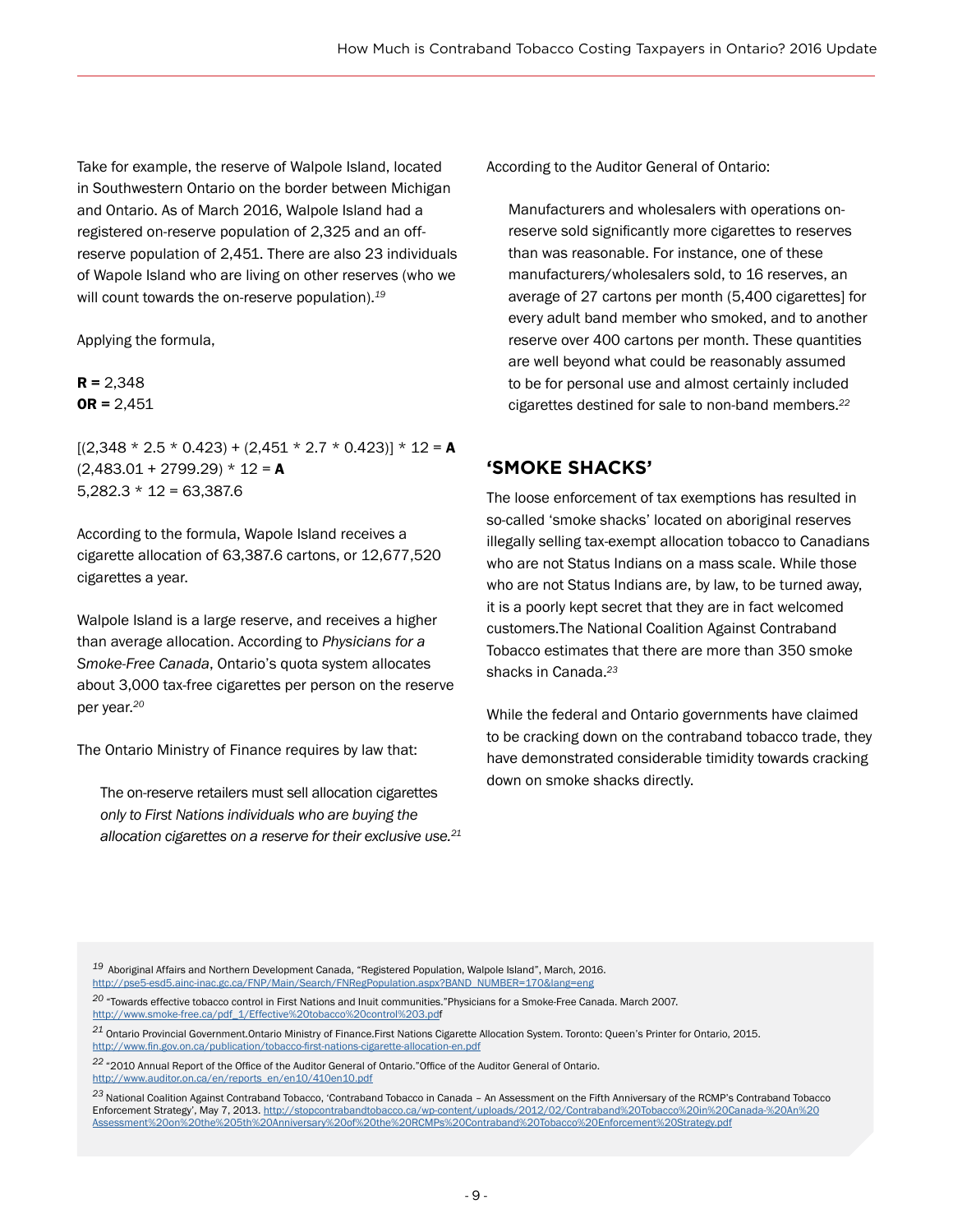Take for example, the reserve of Walpole Island, located in Southwestern Ontario on the border between Michigan and Ontario. As of March 2016, Walpole Island had a registered on-reserve population of 2,325 and an off-reserve population of 2,451. There are also 23 individuals of Wapole Island who are living on other reserves (who we will count towards the on-reserve population).[19]

Applying the formula,

**R =** 2,348
**OR =** 2,451

[(2,348 * 2.5 * 0.423) + (2,451 * 2.7 * 0.423)] * 12 = **A**
(2,483.01 + 2799.29) * 12 = **A**
5,282.3 * 12 = 63,387.6

According to the formula, Wapole Island receives a cigarette allocation of 63,387.6 cartons, or 12,677,520 cigarettes a year.

Walpole Island is a large reserve, and receives a higher than average allocation. According to *Physicians for a Smoke-Free Canada*, Ontario's quota system allocates about 3,000 tax-free cigarettes per person on the reserve per year.[20]

The Ontario Ministry of Finance requires by law that:

> The on-reserve retailers must sell allocation cigarettes *only to First Nations individuals who are buying the allocation cigarettes on a reserve for their exclusive use.*[21]

According to the Auditor General of Ontario:

> Manufacturers and wholesalers with operations on-reserve sold significantly more cigarettes to reserves than was reasonable. For instance, one of these manufacturers/wholesalers sold, to 16 reserves, an average of 27 cartons per month (5,400 cigarettes] for every adult band member who smoked, and to another reserve over 400 cartons per month. These quantities are well beyond what could be reasonably assumed to be for personal use and almost certainly included cigarettes destined for sale to non-band members.[22]

## 'SMOKE SHACKS'

The loose enforcement of tax exemptions has resulted in so-called 'smoke shacks' located on aboriginal reserves illegally selling tax-exempt allocation tobacco to Canadians who are not Status Indians on a mass scale. While those who are not Status Indians are, by law, to be turned away, it is a poorly kept secret that they are in fact welcomed customers.The National Coalition Against Contraband Tobacco estimates that there are more than 350 smoke shacks in Canada.[23]

While the federal and Ontario governments have claimed to be cracking down on the contraband tobacco trade, they have demonstrated considerable timidity towards cracking down on smoke shacks directly.

---

[19] Aboriginal Affairs and Northern Development Canada, "Registered Population, Walpole Island", March, 2016. http://pse5-esd5.ainc-inac.gc.ca/FNP/Main/Search/FNRegPopulation.aspx?BAND_NUMBER=170&lang=eng

[20] "Towards effective tobacco control in First Nations and Inuit communities."Physicians for a Smoke-Free Canada. March 2007. http://www.smoke-free.ca/pdf_1/Effective%20tobacco%20control%203.pdf

[21] Ontario Provincial Government.Ontario Ministry of Finance.First Nations Cigarette Allocation System. Toronto: Queen's Printer for Ontario, 2015. http://www.fin.gov.on.ca/publication/tobacco-first-nations-cigarette-allocation-en.pdf

[22] "2010 Annual Report of the Office of the Auditor General of Ontario."Office of the Auditor General of Ontario. http://www.auditor.on.ca/en/reports_en/en10/410en10.pdf

[23] National Coalition Against Contraband Tobacco, 'Contraband Tobacco in Canada – An Assessment on the Fifth Anniversary of the RCMP's Contraband Tobacco Enforcement Strategy', May 7, 2013. http://stopcontrabandtobacco.ca/wp-content/uploads/2012/02/Contraband%20Tobacco%20in%20Canada-%20An%20Assessment%20on%20the%205th%20Anniversary%20of%20the%20RCMPs%20Contraband%20Tobacco%20Enforcement%20Strategy.pdf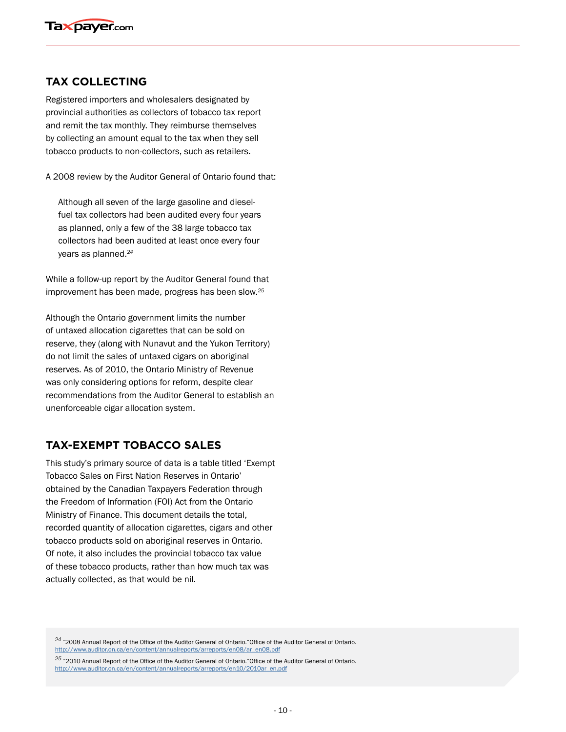## TAX COLLECTING

Registered importers and wholesalers designated by provincial authorities as collectors of tobacco tax report and remit the tax monthly. They reimburse themselves by collecting an amount equal to the tax when they sell tobacco products to non-collectors, such as retailers.

A 2008 review by the Auditor General of Ontario found that:

> Although all seven of the large gasoline and diesel-fuel tax collectors had been audited every four years as planned, only a few of the 38 large tobacco tax collectors had been audited at least once every four years as planned.[24]

While a follow-up report by the Auditor General found that improvement has been made, progress has been slow.[25]

Although the Ontario government limits the number of untaxed allocation cigarettes that can be sold on reserve, they (along with Nunavut and the Yukon Territory) do not limit the sales of untaxed cigars on aboriginal reserves. As of 2010, the Ontario Ministry of Revenue was only considering options for reform, despite clear recommendations from the Auditor General to establish an unenforceable cigar allocation system.

## TAX-EXEMPT TOBACCO SALES

This study's primary source of data is a table titled 'Exempt Tobacco Sales on First Nation Reserves in Ontario' obtained by the Canadian Taxpayers Federation through the Freedom of Information (FOI) Act from the Ontario Ministry of Finance. This document details the total, recorded quantity of allocation cigarettes, cigars and other tobacco products sold on aboriginal reserves in Ontario. Of note, it also includes the provincial tobacco tax value of these tobacco products, rather than how much tax was actually collected, as that would be nil.

---

[24] "2008 Annual Report of the Office of the Auditor General of Ontario."Office of the Auditor General of Ontario. http://www.auditor.on.ca/en/content/annualreports/arreports/en08/ar_en08.pdf

[25] "2010 Annual Report of the Office of the Auditor General of Ontario."Office of the Auditor General of Ontario. http://www.auditor.on.ca/en/content/annualreports/arreports/en10/2010ar_en.pdf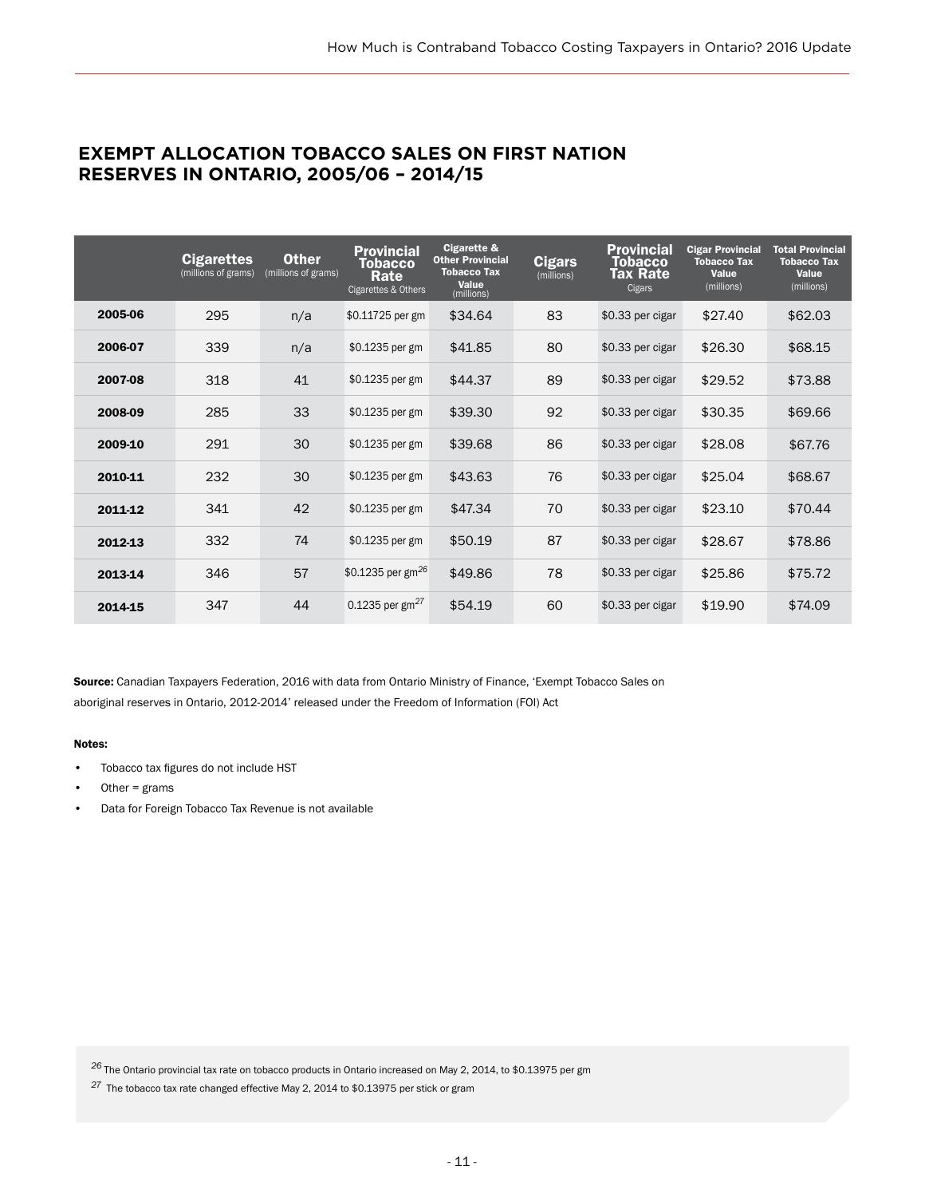## EXEMPT ALLOCATION TOBACCO SALES ON FIRST NATION RESERVES IN ONTARIO, 2005/06 – 2014/15

| | Cigarettes (millions of grams) | Other (millions of grams) | Provincial Tobacco Rate Cigarettes & Others | Cigarette & Other Provincial Tobacco Tax Value (millions) | Cigars (millions) | Provincial Tobacco Tax Rate Cigars | Cigar Provincial Tobacco Tax Value (millions) | Total Provincial Tobacco Tax Value (millions) |
|---|---|---|---|---|---|---|---|---|
| **2005-06** | 295 | n/a | $0.11725 per gm | $34.64 | 83 | $0.33 per cigar | $27.40 | $62.03 |
| **2006-07** | 339 | n/a | $0.1235 per gm | $41.85 | 80 | $0.33 per cigar | $26.30 | $68.15 |
| **2007-08** | 318 | 41 | $0.1235 per gm | $44.37 | 89 | $0.33 per cigar | $29.52 | $73.88 |
| **2008-09** | 285 | 33 | $0.1235 per gm | $39.30 | 92 | $0.33 per cigar | $30.35 | $69.66 |
| **2009-10** | 291 | 30 | $0.1235 per gm | $39.68 | 86 | $0.33 per cigar | $28.08 | $67.76 |
| **2010-11** | 232 | 30 | $0.1235 per gm | $43.63 | 76 | $0.33 per cigar | $25.04 | $68.67 |
| **2011-12** | 341 | 42 | $0.1235 per gm | $47.34 | 70 | $0.33 per cigar | $23.10 | $70.44 |
| **2012-13** | 332 | 74 | $0.1235 per gm | $50.19 | 87 | $0.33 per cigar | $28.67 | $78.86 |
| **2013-14** | 346 | 57 | $0.1235 per gm[26] | $49.86 | 78 | $0.33 per cigar | $25.86 | $75.72 |
| **2014-15** | 347 | 44 | 0.1235 per gm[27] | $54.19 | 60 | $0.33 per cigar | $19.90 | $74.09 |

**Source:** Canadian Taxpayers Federation, 2016 with data from Ontario Ministry of Finance, 'Exempt Tobacco Sales on aboriginal reserves in Ontario, 2012-2014' released under the Freedom of Information (FOI) Act

**Notes:**

- Tobacco tax figures do not include HST
- Other = grams
- Data for Foreign Tobacco Tax Revenue is not available

[26] The Ontario provincial tax rate on tobacco products in Ontario increased on May 2, 2014, to $0.13975 per gm

[27] The tobacco tax rate changed effective May 2, 2014 to $0.13975 per stick or gram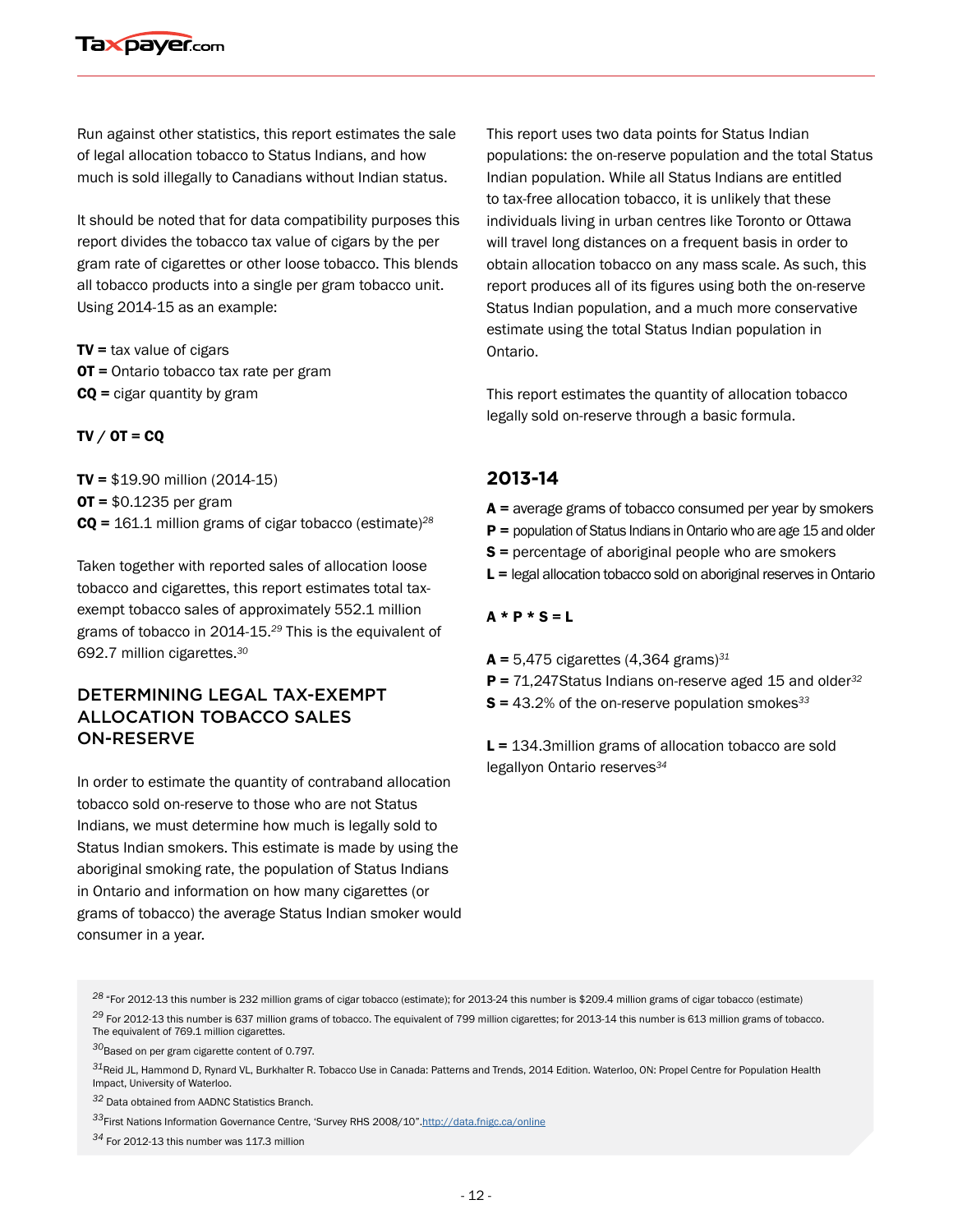Run against other statistics, this report estimates the sale of legal allocation tobacco to Status Indians, and how much is sold illegally to Canadians without Indian status.

It should be noted that for data compatibility purposes this report divides the tobacco tax value of cigars by the per gram rate of cigarettes or other loose tobacco. This blends all tobacco products into a single per gram tobacco unit. Using 2014-15 as an example:

**TV =** tax value of cigars
**OT =** Ontario tobacco tax rate per gram
**CQ =** cigar quantity by gram

**TV / OT = CQ**

**TV =** $19.90 million (2014-15)
**OT =** $0.1235 per gram
**CQ =** 161.1 million grams of cigar tobacco (estimate)[28]

Taken together with reported sales of allocation loose tobacco and cigarettes, this report estimates total tax-exempt tobacco sales of approximately 552.1 million grams of tobacco in 2014-15.[29] This is the equivalent of 692.7 million cigarettes.[30]

## DETERMINING LEGAL TAX-EXEMPT ALLOCATION TOBACCO SALES ON-RESERVE

In order to estimate the quantity of contraband allocation tobacco sold on-reserve to those who are not Status Indians, we must determine how much is legally sold to Status Indian smokers. This estimate is made by using the aboriginal smoking rate, the population of Status Indians in Ontario and information on how many cigarettes (or grams of tobacco) the average Status Indian smoker would consumer in a year.

This report uses two data points for Status Indian populations: the on-reserve population and the total Status Indian population. While all Status Indians are entitled to tax-free allocation tobacco, it is unlikely that these individuals living in urban centres like Toronto or Ottawa will travel long distances on a frequent basis in order to obtain allocation tobacco on any mass scale. As such, this report produces all of its figures using both the on-reserve Status Indian population, and a much more conservative estimate using the total Status Indian population in Ontario.

This report estimates the quantity of allocation tobacco legally sold on-reserve through a basic formula.

### 2013-14

**A =** average grams of tobacco consumed per year by smokers
**P =** population of Status Indians in Ontario who are age 15 and older
**S =** percentage of aboriginal people who are smokers
**L =** legal allocation tobacco sold on aboriginal reserves in Ontario

**A * P * S = L**

**A =** 5,475 cigarettes (4,364 grams)[31]
**P =** 71,247Status Indians on-reserve aged 15 and older[32]
**S =** 43.2% of the on-reserve population smokes[33]

**L =** 134.3million grams of allocation tobacco are sold legallyon Ontario reserves[34]

---

[28] "For 2012-13 this number is 232 million grams of cigar tobacco (estimate); for 2013-24 this number is $209.4 million grams of cigar tobacco (estimate)

[29] For 2012-13 this number is 637 million grams of tobacco. The equivalent of 799 million cigarettes; for 2013-14 this number is 613 million grams of tobacco. The equivalent of 769.1 million cigarettes.

[30] Based on per gram cigarette content of 0.797.

[31] Reid JL, Hammond D, Rynard VL, Burkhalter R. Tobacco Use in Canada: Patterns and Trends, 2014 Edition. Waterloo, ON: Propel Centre for Population Health Impact, University of Waterloo.

[32] Data obtained from AADNC Statistics Branch.

[33] First Nations Information Governance Centre, 'Survey RHS 2008/10".http://data.fnigc.ca/online

[34] For 2012-13 this number was 117.3 million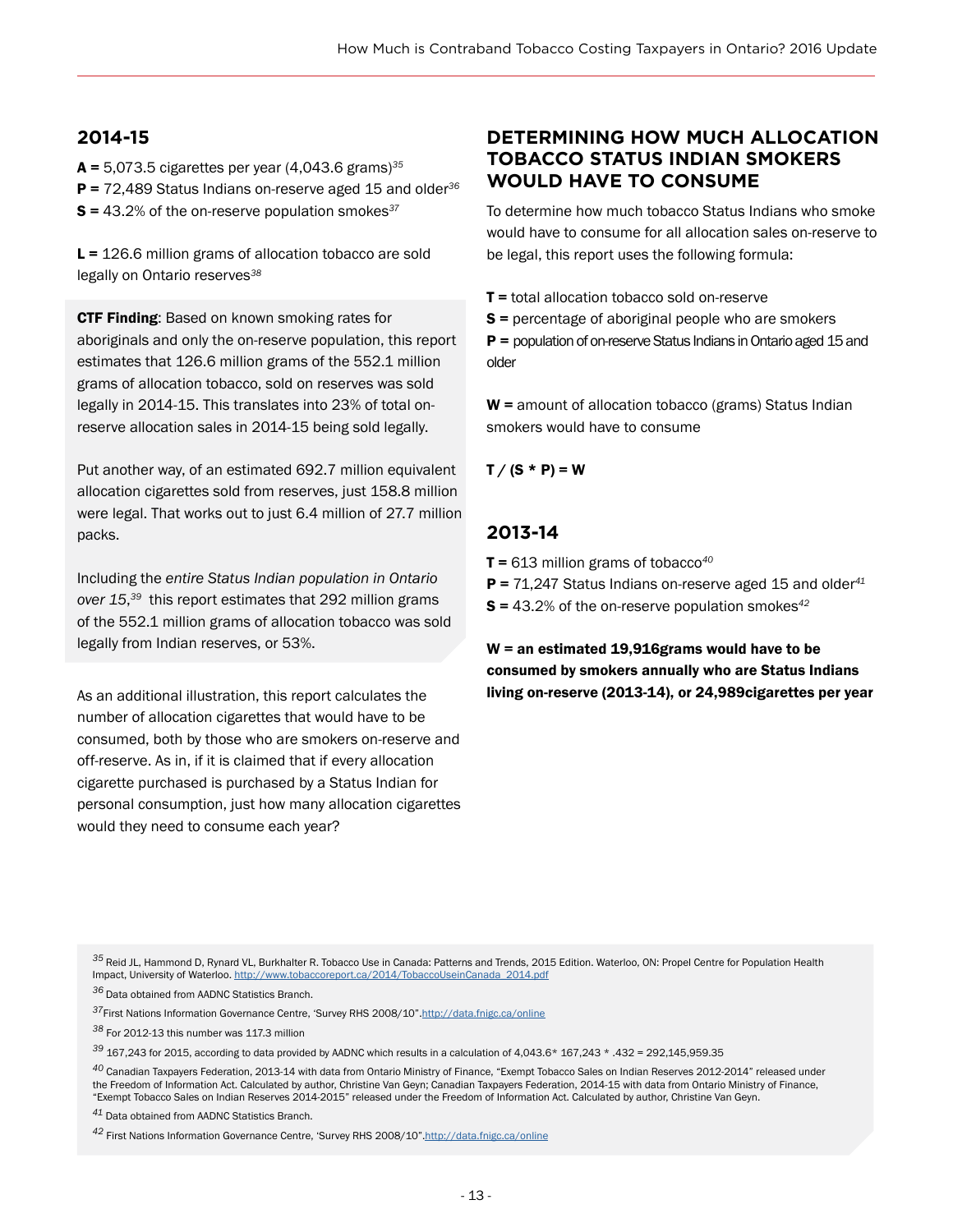## 2014-15

**A =** 5,073.5 cigarettes per year (4,043.6 grams)[35]
**P =** 72,489 Status Indians on-reserve aged 15 and older[36]
**S =** 43.2% of the on-reserve population smokes[37]

**L =** 126.6 million grams of allocation tobacco are sold legally on Ontario reserves[38]

**CTF Finding**: Based on known smoking rates for aboriginals and only the on-reserve population, this report estimates that 126.6 million grams of the 552.1 million grams of allocation tobacco, sold on reserves was sold legally in 2014-15. This translates into 23% of total on-reserve allocation sales in 2014-15 being sold legally.

Put another way, of an estimated 692.7 million equivalent allocation cigarettes sold from reserves, just 158.8 million were legal. That works out to just 6.4 million of 27.7 million packs.

Including the *entire Status Indian population in Ontario over 15*,[39] this report estimates that 292 million grams of the 552.1 million grams of allocation tobacco was sold legally from Indian reserves, or 53%.

As an additional illustration, this report calculates the number of allocation cigarettes that would have to be consumed, both by those who are smokers on-reserve and off-reserve. As in, if it is claimed that if every allocation cigarette purchased is purchased by a Status Indian for personal consumption, just how many allocation cigarettes would they need to consume each year?

## DETERMINING HOW MUCH ALLOCATION TOBACCO STATUS INDIAN SMOKERS WOULD HAVE TO CONSUME

To determine how much tobacco Status Indians who smoke would have to consume for all allocation sales on-reserve to be legal, this report uses the following formula:

**T =** total allocation tobacco sold on-reserve
**S =** percentage of aboriginal people who are smokers
**P =** population of on-reserve Status Indians in Ontario aged 15 and older

**W =** amount of allocation tobacco (grams) Status Indian smokers would have to consume

**T / (S * P) = W**

## 2013-14

**T =** 613 million grams of tobacco[40]
**P =** 71,247 Status Indians on-reserve aged 15 and older[41]
**S =** 43.2% of the on-reserve population smokes[42]

**W = an estimated 19,916grams would have to be consumed by smokers annually who are Status Indians living on-reserve (2013-14), or 24,989cigarettes per year**

---

[35] Reid JL, Hammond D, Rynard VL, Burkhalter R. Tobacco Use in Canada: Patterns and Trends, 2015 Edition. Waterloo, ON: Propel Centre for Population Health Impact, University of Waterloo. http://www.tobaccoreport.ca/2014/TobaccoUseinCanada_2014.pdf

[36] Data obtained from AADNC Statistics Branch.

[37] First Nations Information Governance Centre, 'Survey RHS 2008/10".http://data.fnigc.ca/online

[38] For 2012-13 this number was 117.3 million

[39] 167,243 for 2015, according to data provided by AADNC which results in a calculation of 4,043.6* 167,243 * .432 = 292,145,959.35

[40] Canadian Taxpayers Federation, 2013-14 with data from Ontario Ministry of Finance, "Exempt Tobacco Sales on Indian Reserves 2012-2014" released under the Freedom of Information Act. Calculated by author, Christine Van Geyn; Canadian Taxpayers Federation, 2014-15 with data from Ontario Ministry of Finance, "Exempt Tobacco Sales on Indian Reserves 2014-2015" released under the Freedom of Information Act. Calculated by author, Christine Van Geyn.

[41] Data obtained from AADNC Statistics Branch.

[42] First Nations Information Governance Centre, 'Survey RHS 2008/10".http://data.fnigc.ca/online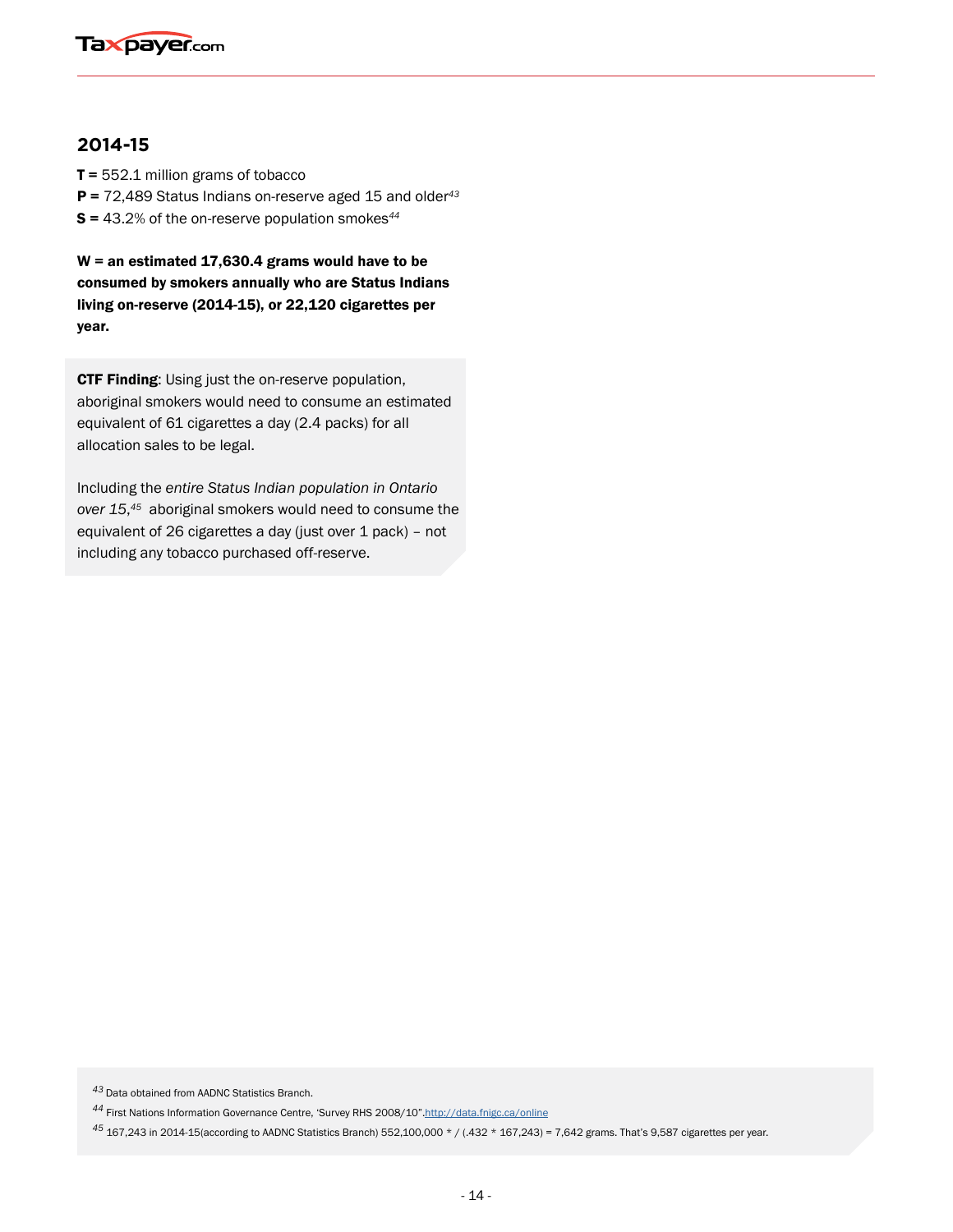## 2014-15

**T =** 552.1 million grams of tobacco
**P =** 72,489 Status Indians on-reserve aged 15 and older[43]
**S =** 43.2% of the on-reserve population smokes[44]

**W = an estimated 17,630.4 grams would have to be consumed by smokers annually who are Status Indians living on-reserve (2014-15), or 22,120 cigarettes per year.**

**CTF Finding**: Using just the on-reserve population, aboriginal smokers would need to consume an estimated equivalent of 61 cigarettes a day (2.4 packs) for all allocation sales to be legal.

Including the *entire Status Indian population in Ontario over 15*,[45] aboriginal smokers would need to consume the equivalent of 26 cigarettes a day (just over 1 pack) – not including any tobacco purchased off-reserve.

---

[43] Data obtained from AADNC Statistics Branch.

[44] First Nations Information Governance Centre, 'Survey RHS 2008/10". http://data.fnigc.ca/online

[45] 167,243 in 2014-15(according to AADNC Statistics Branch) 552,100,000 * / (.432 * 167,243) = 7,642 grams. That's 9,587 cigarettes per year.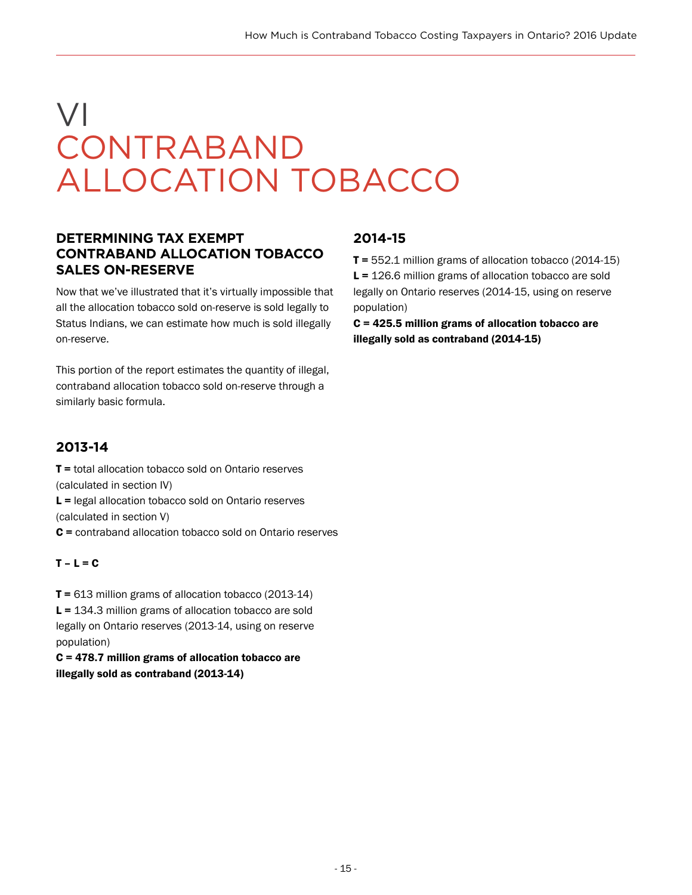# VI CONTRABAND ALLOCATION TOBACCO

## DETERMINING TAX EXEMPT CONTRABAND ALLOCATION TOBACCO SALES ON-RESERVE

Now that we've illustrated that it's virtually impossible that all the allocation tobacco sold on-reserve is sold legally to Status Indians, we can estimate how much is sold illegally on-reserve.

This portion of the report estimates the quantity of illegal, contraband allocation tobacco sold on-reserve through a similarly basic formula.

## 2013-14

**T =** total allocation tobacco sold on Ontario reserves (calculated in section IV)
**L =** legal allocation tobacco sold on Ontario reserves (calculated in section V)
**C =** contraband allocation tobacco sold on Ontario reserves

**T – L = C**

**T =** 613 million grams of allocation tobacco (2013-14)
**L =** 134.3 million grams of allocation tobacco are sold legally on Ontario reserves (2013-14, using on reserve population)
**C = 478.7 million grams of allocation tobacco are illegally sold as contraband (2013-14)**

## 2014-15

**T =** 552.1 million grams of allocation tobacco (2014-15)
**L =** 126.6 million grams of allocation tobacco are sold legally on Ontario reserves (2014-15, using on reserve population)
**C = 425.5 million grams of allocation tobacco are illegally sold as contraband (2014-15)**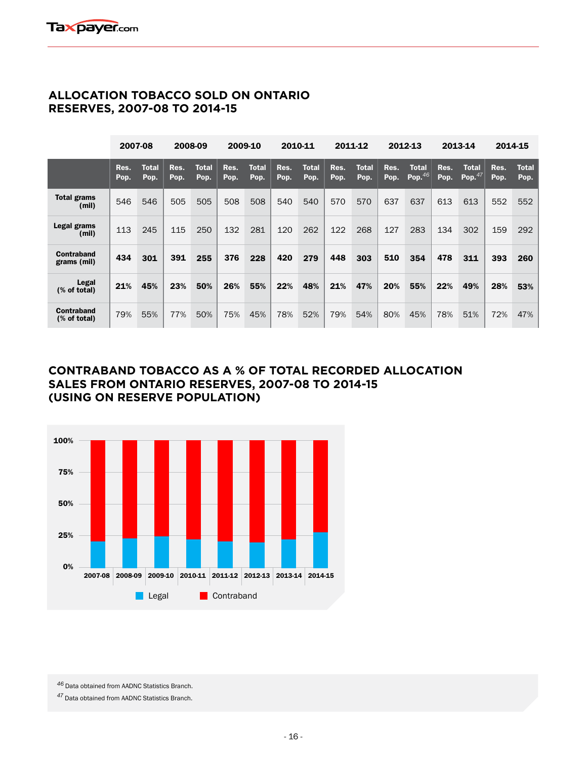## ALLOCATION TOBACCO SOLD ON ONTARIO RESERVES, 2007-08 TO 2014-15

| | 2007-08 | | 2008-09 | | 2009-10 | | 2010-11 | | 2011-12 | | 2012-13 | | 2013-14 | | 2014-15 | |
|---|---|---|---|---|---|---|---|---|---|---|---|---|---|---|---|---|
| | Res. Pop. | Total Pop. | Res. Pop. | Total Pop. | Res. Pop. | Total Pop. | Res. Pop. | Total Pop. | Res. Pop. | Total Pop. | Res. Pop. | Total Pop.[46] | Res. Pop. | Total Pop.[47] | Res. Pop. | Total Pop. |
| **Total grams (mil)** | 546 | 546 | 505 | 505 | 508 | 508 | 540 | 540 | 570 | 570 | 637 | 637 | 613 | 613 | 552 | 552 |
| **Legal grams (mil)** | 113 | 245 | 115 | 250 | 132 | 281 | 120 | 262 | 122 | 268 | 127 | 283 | 134 | 302 | 159 | 292 |
| **Contraband grams (mil)** | **434** | **301** | **391** | **255** | **376** | **228** | **420** | **279** | **448** | **303** | **510** | **354** | **478** | **311** | **393** | **260** |
| **Legal (% of total)** | **21%** | **45%** | **23%** | **50%** | **26%** | **55%** | **22%** | **48%** | **21%** | **47%** | **20%** | **55%** | **22%** | **49%** | **28%** | **53%** |
| **Contraband (% of total)** | 79% | 55% | 77% | 50% | 75% | 45% | 78% | 52% | 79% | 54% | 80% | 45% | 78% | 51% | 72% | 47% |

## CONTRABAND TOBACCO AS A % OF TOTAL RECORDED ALLOCATION SALES FROM ONTARIO RESERVES, 2007-08 TO 2014-15 (USING ON RESERVE POPULATION)

[46] Data obtained from AADNC Statistics Branch.

[47] Data obtained from AADNC Statistics Branch.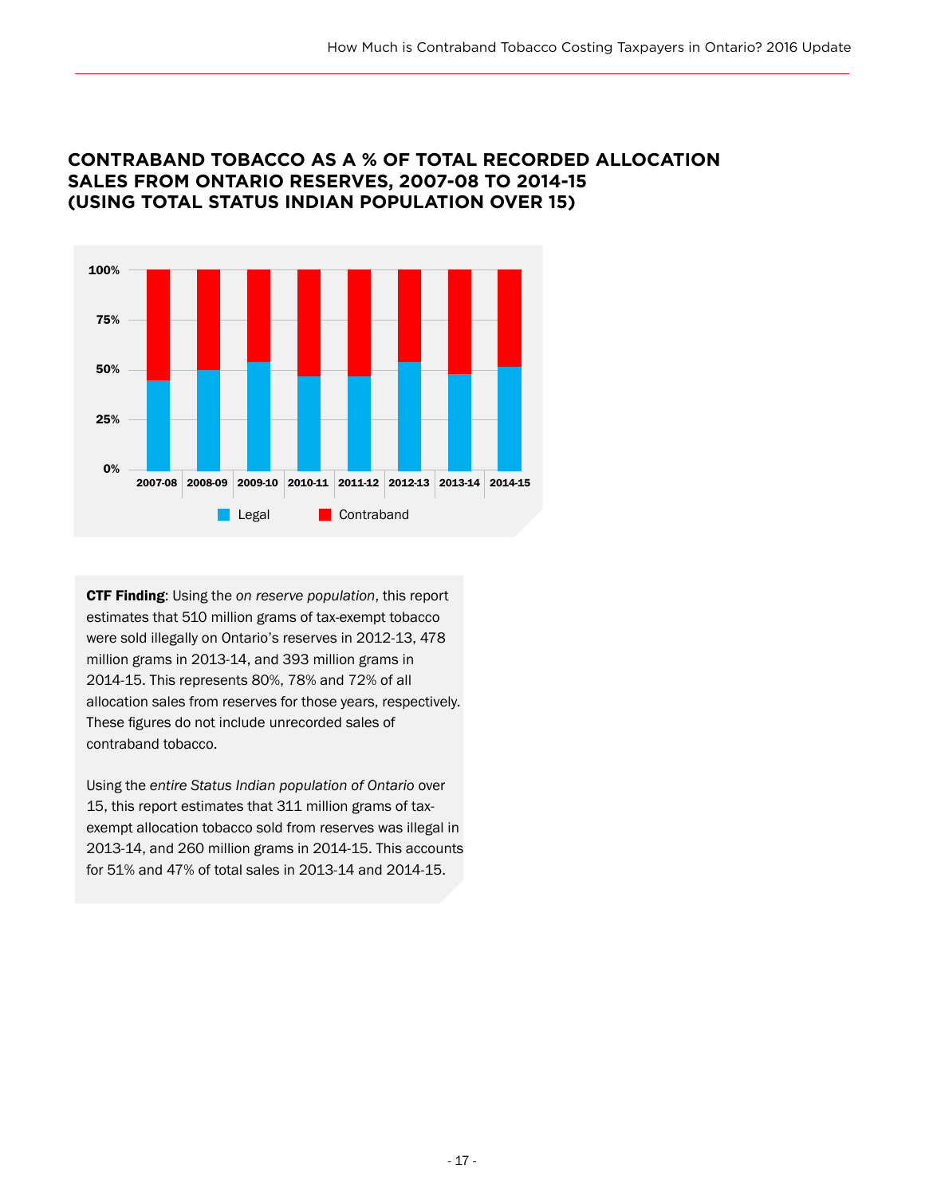## CONTRABAND TOBACCO AS A % OF TOTAL RECORDED ALLOCATION SALES FROM ONTARIO RESERVES, 2007-08 TO 2014-15 (USING TOTAL STATUS INDIAN POPULATION OVER 15)

**CTF Finding**: Using the *on reserve population*, this report estimates that 510 million grams of tax-exempt tobacco were sold illegally on Ontario's reserves in 2012-13, 478 million grams in 2013-14, and 393 million grams in 2014-15. This represents 80%, 78% and 72% of all allocation sales from reserves for those years, respectively. These figures do not include unrecorded sales of contraband tobacco.

Using the *entire Status Indian population of Ontario* over 15, this report estimates that 311 million grams of tax-exempt allocation tobacco sold from reserves was illegal in 2013-14, and 260 million grams in 2014-15. This accounts for 51% and 47% of total sales in 2013-14 and 2014-15.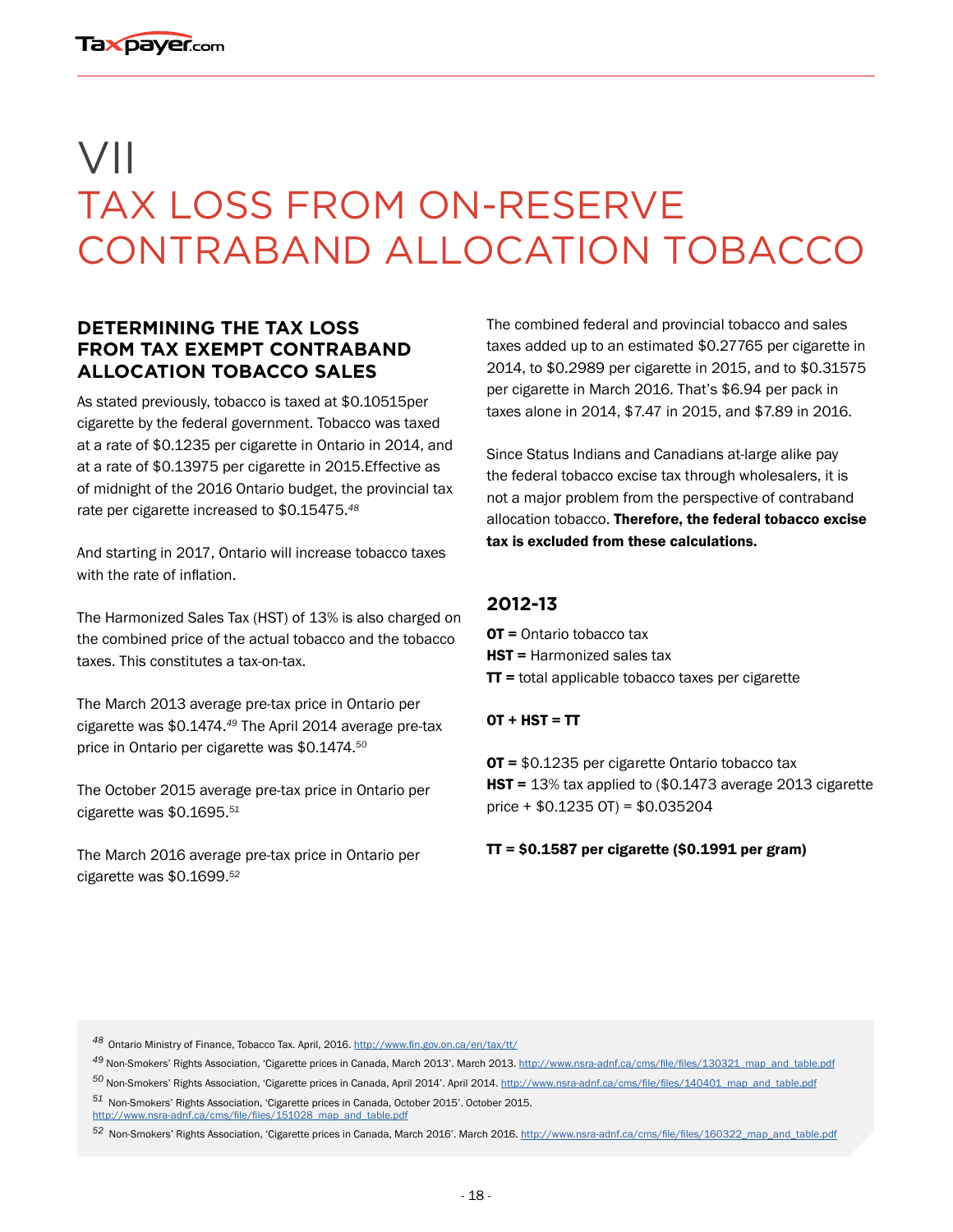# VII
# TAX LOSS FROM ON-RESERVE CONTRABAND ALLOCATION TOBACCO

## DETERMINING THE TAX LOSS FROM TAX EXEMPT CONTRABAND ALLOCATION TOBACCO SALES

As stated previously, tobacco is taxed at $0.10515per cigarette by the federal government. Tobacco was taxed at a rate of $0.1235 per cigarette in Ontario in 2014, and at a rate of $0.13975 per cigarette in 2015.Effective as of midnight of the 2016 Ontario budget, the provincial tax rate per cigarette increased to $0.15475.[48]

And starting in 2017, Ontario will increase tobacco taxes with the rate of inflation.

The Harmonized Sales Tax (HST) of 13% is also charged on the combined price of the actual tobacco and the tobacco taxes. This constitutes a tax-on-tax.

The March 2013 average pre-tax price in Ontario per cigarette was $0.1474.[49] The April 2014 average pre-tax price in Ontario per cigarette was $0.1474.[50]

The October 2015 average pre-tax price in Ontario per cigarette was $0.1695.[51]

The March 2016 average pre-tax price in Ontario per cigarette was $0.1699.[52]

The combined federal and provincial tobacco and sales taxes added up to an estimated $0.27765 per cigarette in 2014, to $0.2989 per cigarette in 2015, and to $0.31575 per cigarette in March 2016. That's $6.94 per pack in taxes alone in 2014, $7.47 in 2015, and $7.89 in 2016.

Since Status Indians and Canadians at-large alike pay the federal tobacco excise tax through wholesalers, it is not a major problem from the perspective of contraband allocation tobacco. **Therefore, the federal tobacco excise tax is excluded from these calculations.**

### 2012-13

**OT =** Ontario tobacco tax
**HST =** Harmonized sales tax
**TT =** total applicable tobacco taxes per cigarette

**OT + HST = TT**

**OT =** $0.1235 per cigarette Ontario tobacco tax
**HST =** 13% tax applied to ($0.1473 average 2013 cigarette price + $0.1235 OT) = $0.035204

**TT = $0.1587 per cigarette ($0.1991 per gram)**

---

[48] Ontario Ministry of Finance, Tobacco Tax. April, 2016. http://www.fin.gov.on.ca/en/tax/tt/

[49] Non-Smokers' Rights Association, 'Cigarette prices in Canada, March 2013'. March 2013. http://www.nsra-adnf.ca/cms/file/files/130321_map_and_table.pdf

[50] Non-Smokers' Rights Association, 'Cigarette prices in Canada, April 2014'. April 2014. http://www.nsra-adnf.ca/cms/file/files/140401_map_and_table.pdf

[51] Non-Smokers' Rights Association, 'Cigarette prices in Canada, October 2015'. October 2015. http://www.nsra-adnf.ca/cms/file/files/151028_map_and_table.pdf

[52] Non-Smokers' Rights Association, 'Cigarette prices in Canada, March 2016'. March 2016. http://www.nsra-adnf.ca/cms/file/files/160322_map_and_table.pdf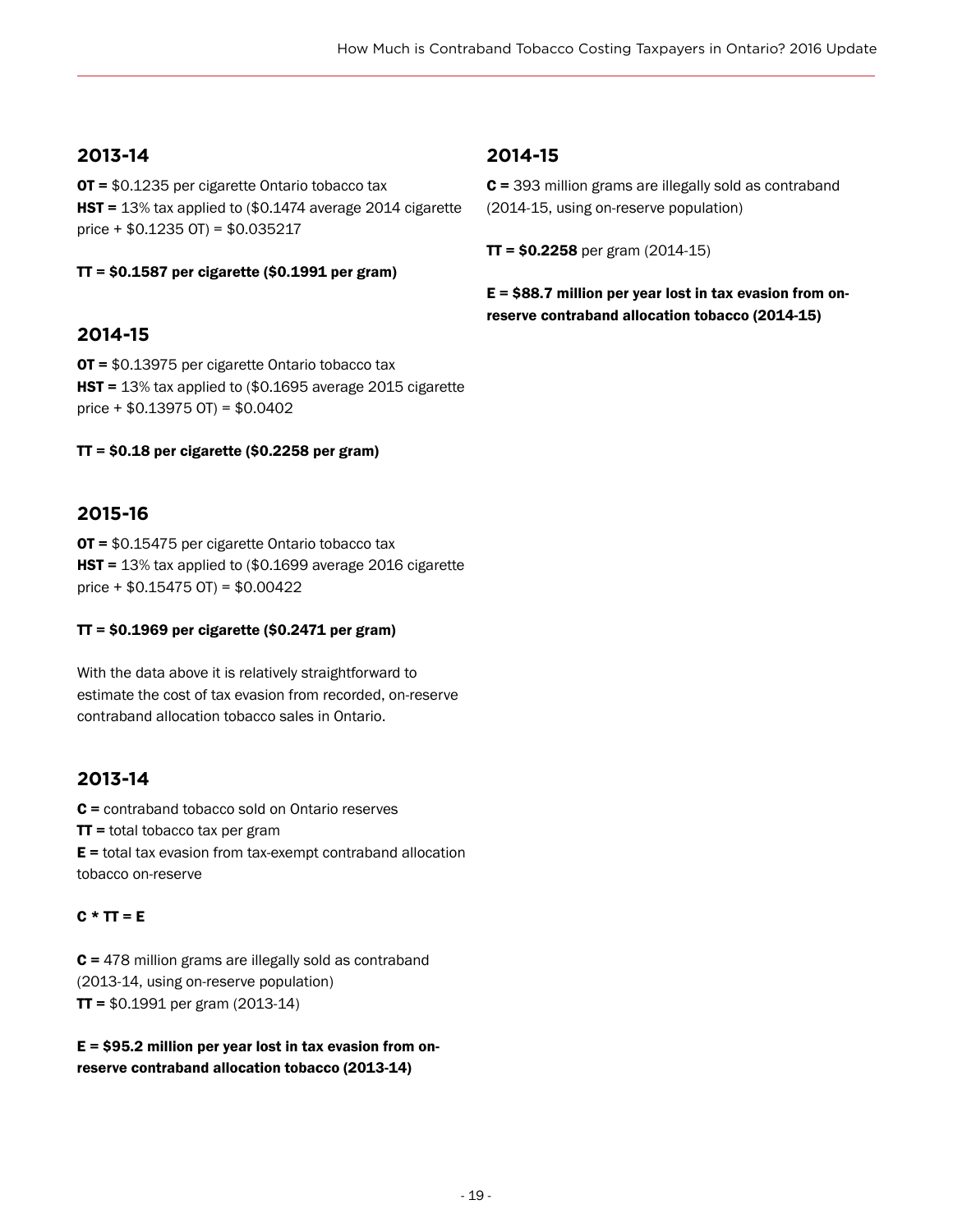## 2013-14

**OT =** $0.1235 per cigarette Ontario tobacco tax
**HST =** 13% tax applied to ($0.1474 average 2014 cigarette price + $0.1235 OT) = $0.035217

**TT = $0.1587 per cigarette ($0.1991 per gram)**

## 2014-15

**OT =** $0.13975 per cigarette Ontario tobacco tax
**HST =** 13% tax applied to ($0.1695 average 2015 cigarette price + $0.13975 OT) = $0.0402

**TT = $0.18 per cigarette ($0.2258 per gram)**

## 2015-16

**OT =** $0.15475 per cigarette Ontario tobacco tax
**HST =** 13% tax applied to ($0.1699 average 2016 cigarette price + $0.15475 OT) = $0.00422

**TT = $0.1969 per cigarette ($0.2471 per gram)**

With the data above it is relatively straightforward to estimate the cost of tax evasion from recorded, on-reserve contraband allocation tobacco sales in Ontario.

## 2013-14

**C =** contraband tobacco sold on Ontario reserves
**TT =** total tobacco tax per gram
**E =** total tax evasion from tax-exempt contraband allocation tobacco on-reserve

**C * TT = E**

**C =** 478 million grams are illegally sold as contraband (2013-14, using on-reserve population)
**TT =** $0.1991 per gram (2013-14)

**E = $95.2 million per year lost in tax evasion from on-reserve contraband allocation tobacco (2013-14)**

## 2014-15

**C =** 393 million grams are illegally sold as contraband (2014-15, using on-reserve population)

**TT = $0.2258** per gram (2014-15)

**E = $88.7 million per year lost in tax evasion from on-reserve contraband allocation tobacco (2014-15)**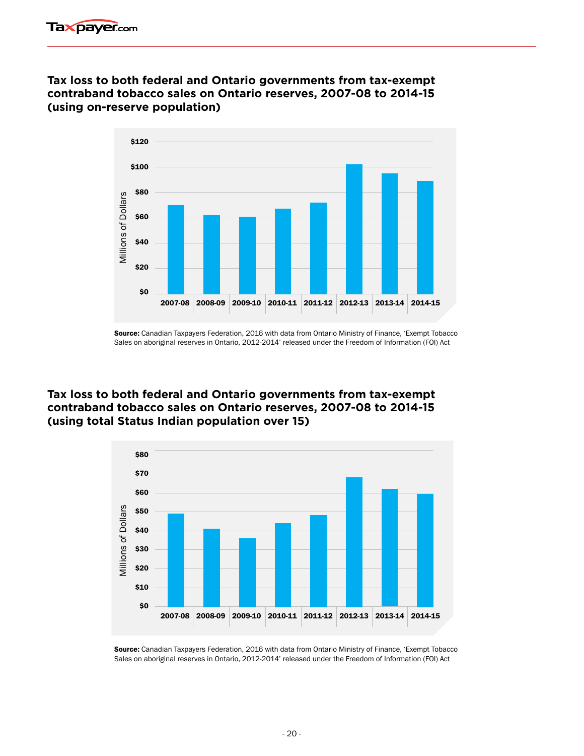## Tax loss to both federal and Ontario governments from tax-exempt contraband tobacco sales on Ontario reserves, 2007-08 to 2014-15 (using on-reserve population)

**Source:** Canadian Taxpayers Federation, 2016 with data from Ontario Ministry of Finance, 'Exempt Tobacco Sales on aboriginal reserves in Ontario, 2012-2014' released under the Freedom of Information (FOI) Act

## Tax loss to both federal and Ontario governments from tax-exempt contraband tobacco sales on Ontario reserves, 2007-08 to 2014-15 (using total Status Indian population over 15)

**Source:** Canadian Taxpayers Federation, 2016 with data from Ontario Ministry of Finance, 'Exempt Tobacco Sales on aboriginal reserves in Ontario, 2012-2014' released under the Freedom of Information (FOI) Act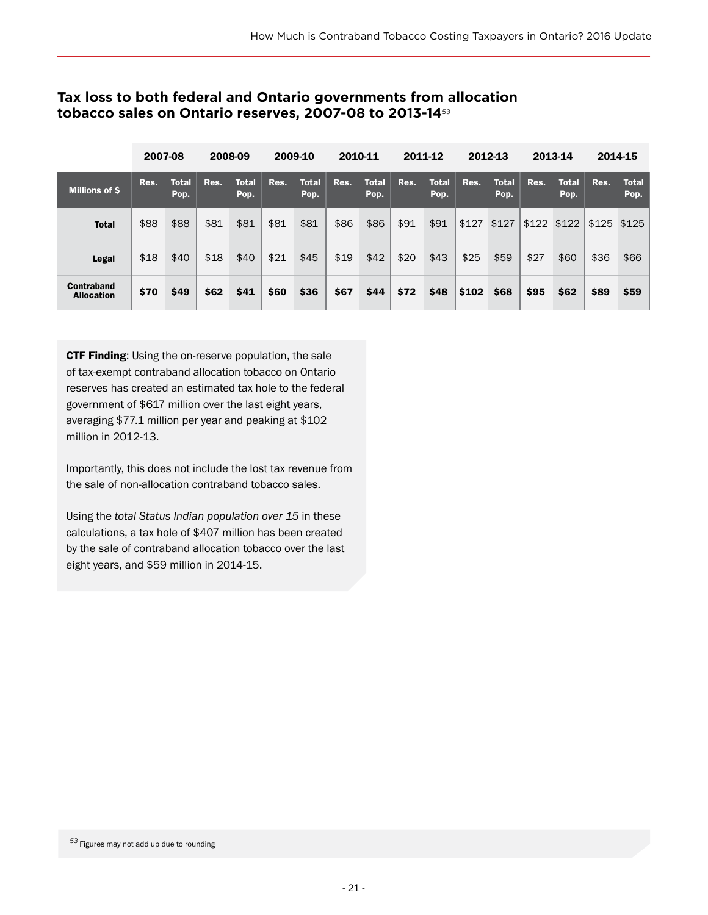## Tax loss to both federal and Ontario governments from allocation tobacco sales on Ontario reserves, 2007-08 to 2013-14[53]

| | 2007-08 | | 2008-09 | | 2009-10 | | 2010-11 | | 2011-12 | | 2012-13 | | 2013-14 | | 2014-15 | |
|---|---|---|---|---|---|---|---|---|---|---|---|---|---|---|---|---|
| **Millions of $** | **Res.** | **Total Pop.** | **Res.** | **Total Pop.** | **Res.** | **Total Pop.** | **Res.** | **Total Pop.** | **Res.** | **Total Pop.** | **Res.** | **Total Pop.** | **Res.** | **Total Pop.** | **Res.** | **Total Pop.** |
| **Total** | $88 | $88 | $81 | $81 | $81 | $81 | $86 | $86 | $91 | $91 | $127 | $127 | $122 | $122 | $125 | $125 |
| **Legal** | $18 | $40 | $18 | $40 | $21 | $45 | $19 | $42 | $20 | $43 | $25 | $59 | $27 | $60 | $36 | $66 |
| **Contraband Allocation** | **$70** | **$49** | **$62** | **$41** | **$60** | **$36** | **$67** | **$44** | **$72** | **$48** | **$102** | **$68** | **$95** | **$62** | **$89** | **$59** |

**CTF Finding**: Using the on-reserve population, the sale of tax-exempt contraband allocation tobacco on Ontario reserves has created an estimated tax hole to the federal government of $617 million over the last eight years, averaging $77.1 million per year and peaking at $102 million in 2012-13.

Importantly, this does not include the lost tax revenue from the sale of non-allocation contraband tobacco sales.

Using the *total Status Indian population over 15* in these calculations, a tax hole of $407 million has been created by the sale of contraband allocation tobacco over the last eight years, and $59 million in 2014-15.

[53] Figures may not add up due to rounding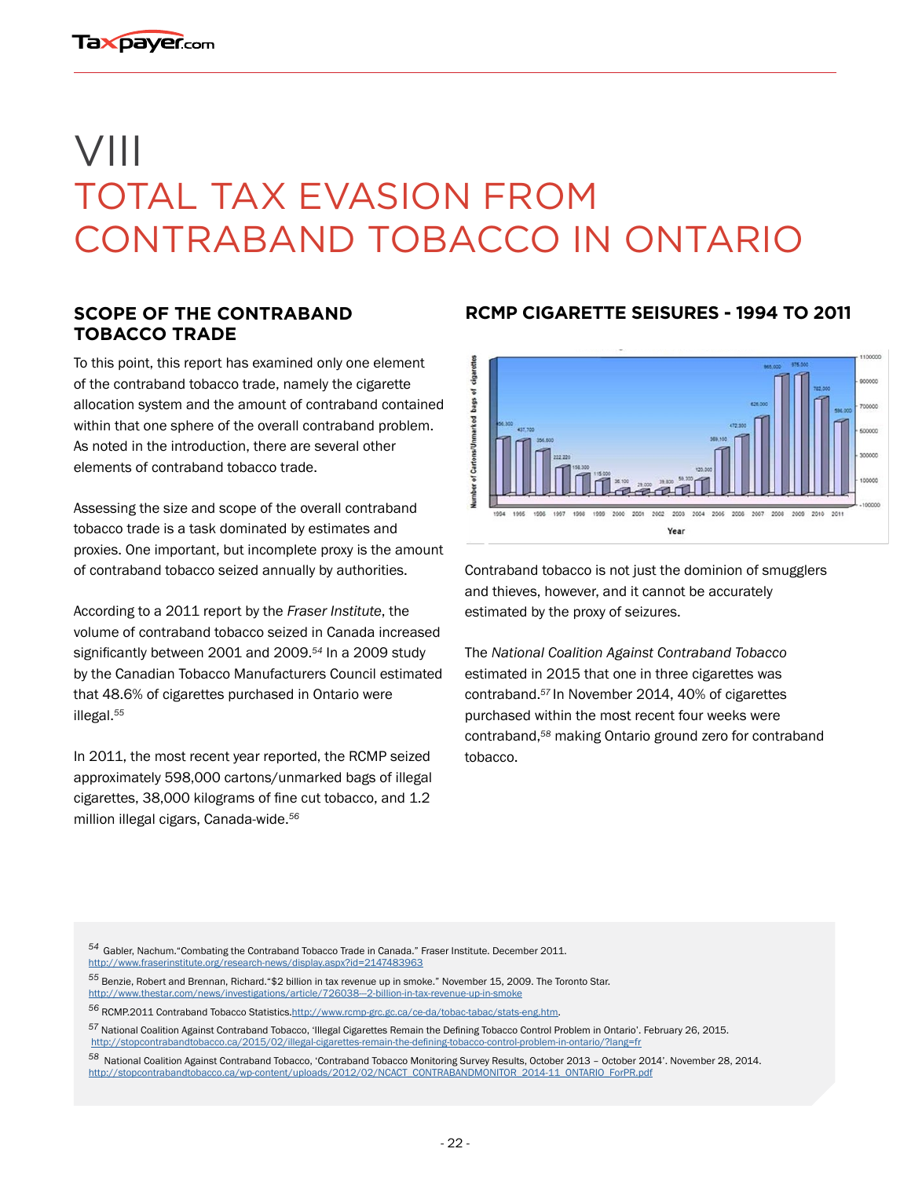# VIII
# TOTAL TAX EVASION FROM CONTRABAND TOBACCO IN ONTARIO

## SCOPE OF THE CONTRABAND TOBACCO TRADE

To this point, this report has examined only one element of the contraband tobacco trade, namely the cigarette allocation system and the amount of contraband contained within that one sphere of the overall contraband problem. As noted in the introduction, there are several other elements of contraband tobacco trade.

Assessing the size and scope of the overall contraband tobacco trade is a task dominated by estimates and proxies. One important, but incomplete proxy is the amount of contraband tobacco seized annually by authorities.

According to a 2011 report by the *Fraser Institute*, the volume of contraband tobacco seized in Canada increased significantly between 2001 and 2009.[54] In a 2009 study by the Canadian Tobacco Manufacturers Council estimated that 48.6% of cigarettes purchased in Ontario were illegal.[55]

In 2011, the most recent year reported, the RCMP seized approximately 598,000 cartons/unmarked bags of illegal cigarettes, 38,000 kilograms of fine cut tobacco, and 1.2 million illegal cigars, Canada-wide.[56]

## RCMP CIGARETTE SEISURES - 1994 TO 2011

Contraband tobacco is not just the dominion of smugglers and thieves, however, and it cannot be accurately estimated by the proxy of seizures.

The *National Coalition Against Contraband Tobacco* estimated in 2015 that one in three cigarettes was contraband.[57] In November 2014, 40% of cigarettes purchased within the most recent four weeks were contraband,[58] making Ontario ground zero for contraband tobacco.

---

[54] Gabler, Nachum."Combating the Contraband Tobacco Trade in Canada." Fraser Institute. December 2011. http://www.fraserinstitute.org/research-news/display.aspx?id=2147483963

[55] Benzie, Robert and Brennan, Richard."$2 billion in tax revenue up in smoke." November 15, 2009. The Toronto Star. http://www.thestar.com/news/investigations/article/726038--2-billion-in-tax-revenue-up-in-smoke

[56] RCMP.2011 Contraband Tobacco Statistics.http://www.rcmp-grc.gc.ca/ce-da/tobac-tabac/stats-eng.htm.

[57] National Coalition Against Contraband Tobacco, 'Illegal Cigarettes Remain the Defining Tobacco Control Problem in Ontario'. February 26, 2015. http://stopcontrabandtobacco.ca/2015/02/illegal-cigarettes-remain-the-defining-tobacco-control-problem-in-ontario/?lang=fr

[58] National Coalition Against Contraband Tobacco, 'Contraband Tobacco Monitoring Survey Results, October 2013 – October 2014'. November 28, 2014. http://stopcontrabandtobacco.ca/wp-content/uploads/2012/02/NCACT_CONTRABANDMONITOR_2014-11_ONTARIO_ForPR.pdf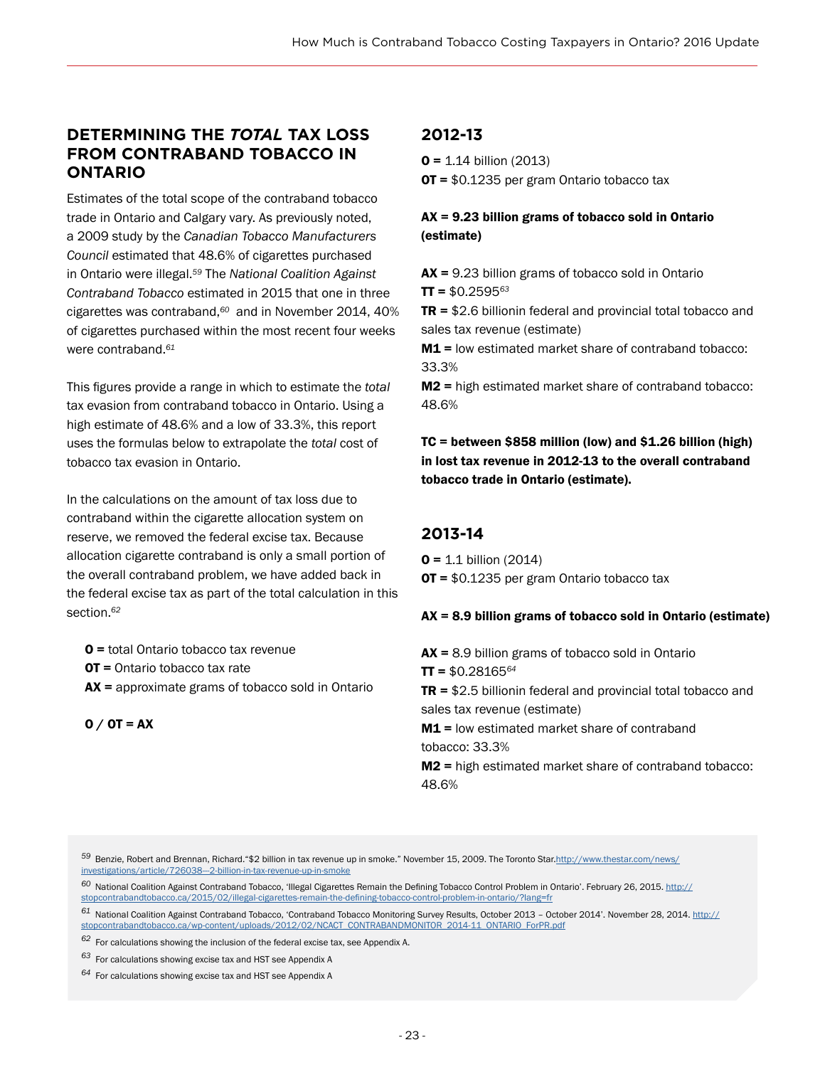## DETERMINING THE *TOTAL* TAX LOSS FROM CONTRABAND TOBACCO IN ONTARIO

Estimates of the total scope of the contraband tobacco trade in Ontario and Calgary vary. As previously noted, a 2009 study by the *Canadian Tobacco Manufacturers Council* estimated that 48.6% of cigarettes purchased in Ontario were illegal.[59] The *National Coalition Against Contraband Tobacco* estimated in 2015 that one in three cigarettes was contraband,[60] and in November 2014, 40% of cigarettes purchased within the most recent four weeks were contraband.[61]

This figures provide a range in which to estimate the *total* tax evasion from contraband tobacco in Ontario. Using a high estimate of 48.6% and a low of 33.3%, this report uses the formulas below to extrapolate the *total* cost of tobacco tax evasion in Ontario.

In the calculations on the amount of tax loss due to contraband within the cigarette allocation system on reserve, we removed the federal excise tax. Because allocation cigarette contraband is only a small portion of the overall contraband problem, we have added back in the federal excise tax as part of the total calculation in this section.[62]

**O =** total Ontario tobacco tax revenue
**OT =** Ontario tobacco tax rate
**AX =** approximate grams of tobacco sold in Ontario

**O / OT = AX**

## 2012-13

**O =** 1.14 billion (2013)
**OT =** $0.1235 per gram Ontario tobacco tax

**AX = 9.23 billion grams of tobacco sold in Ontario (estimate)**

**AX =** 9.23 billion grams of tobacco sold in Ontario
**TT =** $0.2595[63]
**TR =** $2.6 billionin federal and provincial total tobacco and sales tax revenue (estimate)
**M1 =** low estimated market share of contraband tobacco: 33.3%
**M2 =** high estimated market share of contraband tobacco: 48.6%

**TC = between $858 million (low) and $1.26 billion (high) in lost tax revenue in 2012-13 to the overall contraband tobacco trade in Ontario (estimate).**

## 2013-14

**O =** 1.1 billion (2014)
**OT =** $0.1235 per gram Ontario tobacco tax

**AX = 8.9 billion grams of tobacco sold in Ontario (estimate)**

**AX =** 8.9 billion grams of tobacco sold in Ontario
**TT =** $0.28165[64]
**TR =** $2.5 billionin federal and provincial total tobacco and sales tax revenue (estimate)
**M1 =** low estimated market share of contraband tobacco: 33.3%
**M2 =** high estimated market share of contraband tobacco: 48.6%

---

59 Benzie, Robert and Brennan, Richard."$2 billion in tax revenue up in smoke." November 15, 2009. The Toronto Star.http://www.thestar.com/news/investigations/article/726038---2-billion-in-tax-revenue-up-in-smoke

60 National Coalition Against Contraband Tobacco, 'Illegal Cigarettes Remain the Defining Tobacco Control Problem in Ontario'. February 26, 2015. http://stopcontrabandtobacco.ca/2015/02/illegal-cigarettes-remain-the-defining-tobacco-control-problem-in-ontario/?lang=fr

61 National Coalition Against Contraband Tobacco, 'Contraband Tobacco Monitoring Survey Results, October 2013 – October 2014'. November 28, 2014. http://stopcontrabandtobacco.ca/wp-content/uploads/2012/02/NCACT_CONTRABANDMONITOR_2014-11_ONTARIO_ForPR.pdf

62 For calculations showing the inclusion of the federal excise tax, see Appendix A.

63 For calculations showing excise tax and HST see Appendix A

64 For calculations showing excise tax and HST see Appendix A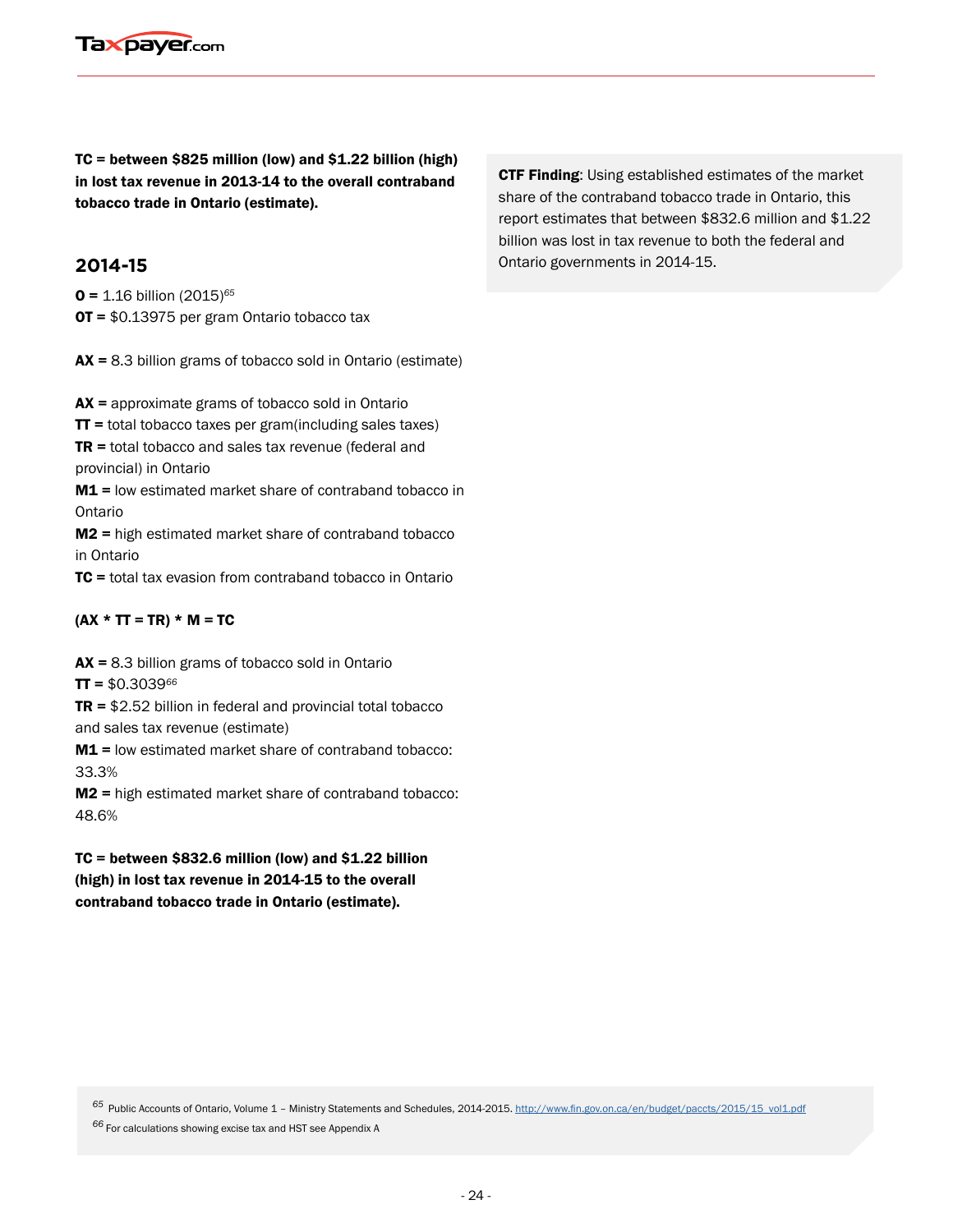**TC = between $825 million (low) and $1.22 billion (high) in lost tax revenue in 2013-14 to the overall contraband tobacco trade in Ontario (estimate).**

## 2014-15

**O =** 1.16 billion (2015)[65]
**OT =** $0.13975 per gram Ontario tobacco tax

**AX =** 8.3 billion grams of tobacco sold in Ontario (estimate)

**AX =** approximate grams of tobacco sold in Ontario
**TT =** total tobacco taxes per gram(including sales taxes)
**TR =** total tobacco and sales tax revenue (federal and provincial) in Ontario
**M1 =** low estimated market share of contraband tobacco in Ontario
**M2 =** high estimated market share of contraband tobacco in Ontario
**TC =** total tax evasion from contraband tobacco in Ontario

**(AX * TT = TR) * M = TC**

**AX =** 8.3 billion grams of tobacco sold in Ontario
**TT =** $0.3039[66]
**TR =** $2.52 billion in federal and provincial total tobacco and sales tax revenue (estimate)
**M1 =** low estimated market share of contraband tobacco: 33.3%
**M2 =** high estimated market share of contraband tobacco: 48.6%

**TC = between $832.6 million (low) and $1.22 billion (high) in lost tax revenue in 2014-15 to the overall contraband tobacco trade in Ontario (estimate).**

**CTF Finding**: Using established estimates of the market share of the contraband tobacco trade in Ontario, this report estimates that between $832.6 million and $1.22 billion was lost in tax revenue to both the federal and Ontario governments in 2014-15.

[65] Public Accounts of Ontario, Volume 1 – Ministry Statements and Schedules, 2014-2015. http://www.fin.gov.on.ca/en/budget/paccts/2015/15_vol1.pdf
[66] For calculations showing excise tax and HST see Appendix A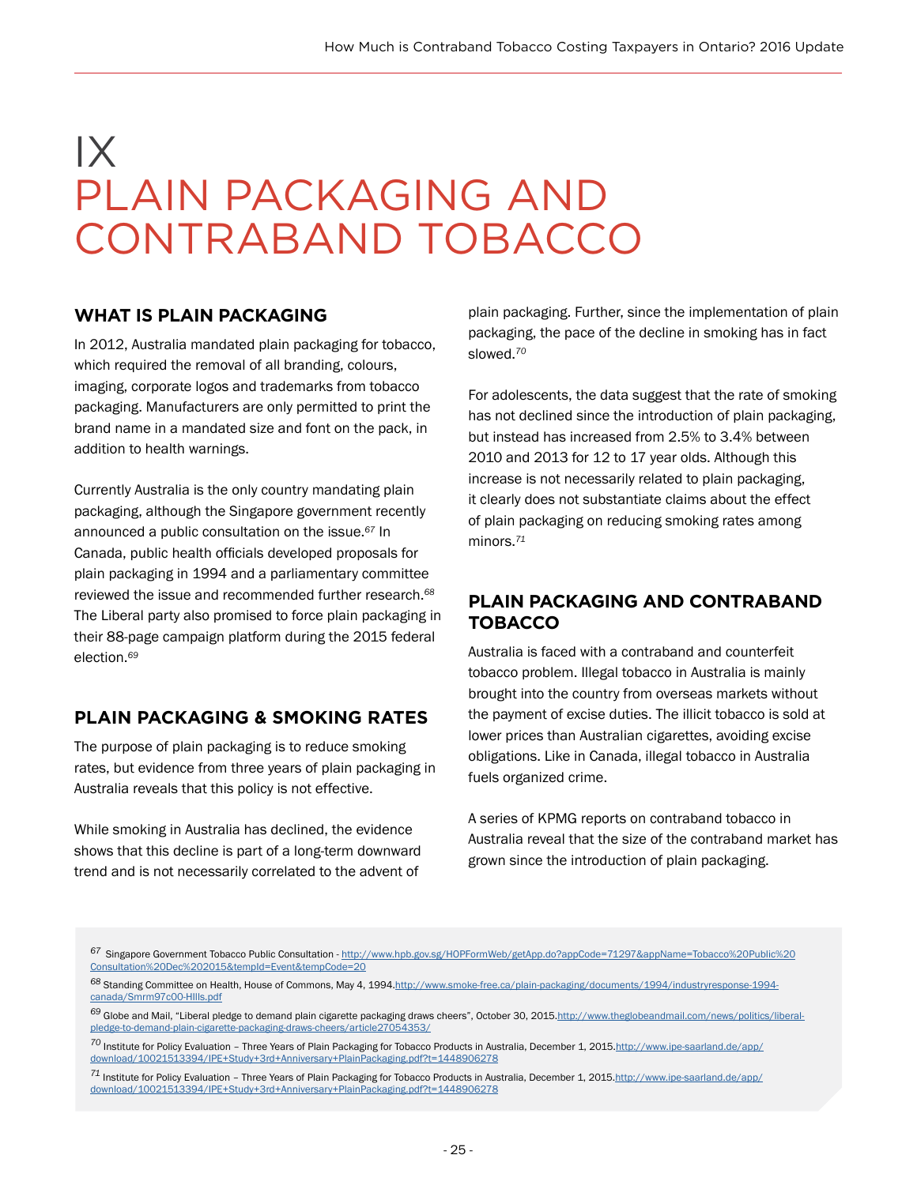# IX PLAIN PACKAGING AND CONTRABAND TOBACCO

## WHAT IS PLAIN PACKAGING

In 2012, Australia mandated plain packaging for tobacco, which required the removal of all branding, colours, imaging, corporate logos and trademarks from tobacco packaging. Manufacturers are only permitted to print the brand name in a mandated size and font on the pack, in addition to health warnings.

Currently Australia is the only country mandating plain packaging, although the Singapore government recently announced a public consultation on the issue.[67] In Canada, public health officials developed proposals for plain packaging in 1994 and a parliamentary committee reviewed the issue and recommended further research.[68] The Liberal party also promised to force plain packaging in their 88-page campaign platform during the 2015 federal election.[69]

## PLAIN PACKAGING & SMOKING RATES

The purpose of plain packaging is to reduce smoking rates, but evidence from three years of plain packaging in Australia reveals that this policy is not effective.

While smoking in Australia has declined, the evidence shows that this decline is part of a long-term downward trend and is not necessarily correlated to the advent of plain packaging. Further, since the implementation of plain packaging, the pace of the decline in smoking has in fact slowed.[70]

For adolescents, the data suggest that the rate of smoking has not declined since the introduction of plain packaging, but instead has increased from 2.5% to 3.4% between 2010 and 2013 for 12 to 17 year olds. Although this increase is not necessarily related to plain packaging, it clearly does not substantiate claims about the effect of plain packaging on reducing smoking rates among minors.[71]

## PLAIN PACKAGING AND CONTRABAND TOBACCO

Australia is faced with a contraband and counterfeit tobacco problem. Illegal tobacco in Australia is mainly brought into the country from overseas markets without the payment of excise duties. The illicit tobacco is sold at lower prices than Australian cigarettes, avoiding excise obligations. Like in Canada, illegal tobacco in Australia fuels organized crime.

A series of KPMG reports on contraband tobacco in Australia reveal that the size of the contraband market has grown since the introduction of plain packaging.

---

[67] Singapore Government Tobacco Public Consultation - http://www.hpb.gov.sg/HOPFormWeb/getApp.do?appCode=71297&appName=Tobacco%20Public%20Consultation%20Dec%202015&tempId=Event&tempCode=20

[68] Standing Committee on Health, House of Commons, May 4, 1994.http://www.smoke-free.ca/plain-packaging/documents/1994/industryresponse-1994-canada/Smrm97c00-HIlls.pdf

[69] Globe and Mail, "Liberal pledge to demand plain cigarette packaging draws cheers", October 30, 2015.http://www.theglobeandmail.com/news/politics/liberal-pledge-to-demand-plain-cigarette-packaging-draws-cheers/article27054353/

[70] Institute for Policy Evaluation – Three Years of Plain Packaging for Tobacco Products in Australia, December 1, 2015.http://www.ipe-saarland.de/app/download/10021513394/IPE+Study+3rd+Anniversary+PlainPackaging.pdf?t=1448906278

[71] Institute for Policy Evaluation – Three Years of Plain Packaging for Tobacco Products in Australia, December 1, 2015.http://www.ipe-saarland.de/app/download/10021513394/IPE+Study+3rd+Anniversary+PlainPackaging.pdf?t=1448906278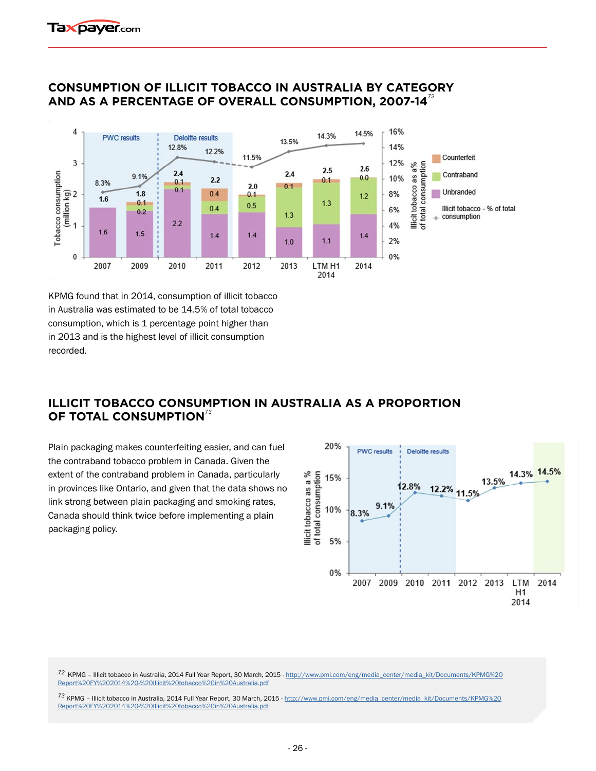## CONSUMPTION OF ILLICIT TOBACCO IN AUSTRALIA BY CATEGORY AND AS A PERCENTAGE OF OVERALL CONSUMPTION, 2007-14[72]

KPMG found that in 2014, consumption of illicit tobacco in Australia was estimated to be 14.5% of total tobacco consumption, which is 1 percentage point higher than in 2013 and is the highest level of illicit consumption recorded.

## ILLICIT TOBACCO CONSUMPTION IN AUSTRALIA AS A PROPORTION OF TOTAL CONSUMPTION[73]

Plain packaging makes counterfeiting easier, and can fuel the contraband tobacco problem in Canada. Given the extent of the contraband problem in Canada, particularly in provinces like Ontario, and given that the data shows no link strong between plain packaging and smoking rates, Canada should think twice before implementing a plain packaging policy.

---

[72] KPMG – Illicit tobacco in Australia, 2014 Full Year Report, 30 March, 2015 - http://www.pmi.com/eng/media_center/media_kit/Documents/KPMG%20Report%20FY%202014%20-%20Illicit%20tobacco%20in%20Australia.pdf

[73] KPMG – Illicit tobacco in Australia, 2014 Full Year Report, 30 March, 2015 - http://www.pmi.com/eng/media_center/media_kit/Documents/KPMG%20Report%20FY%202014%20-%20Illicit%20tobacco%20in%20Australia.pdf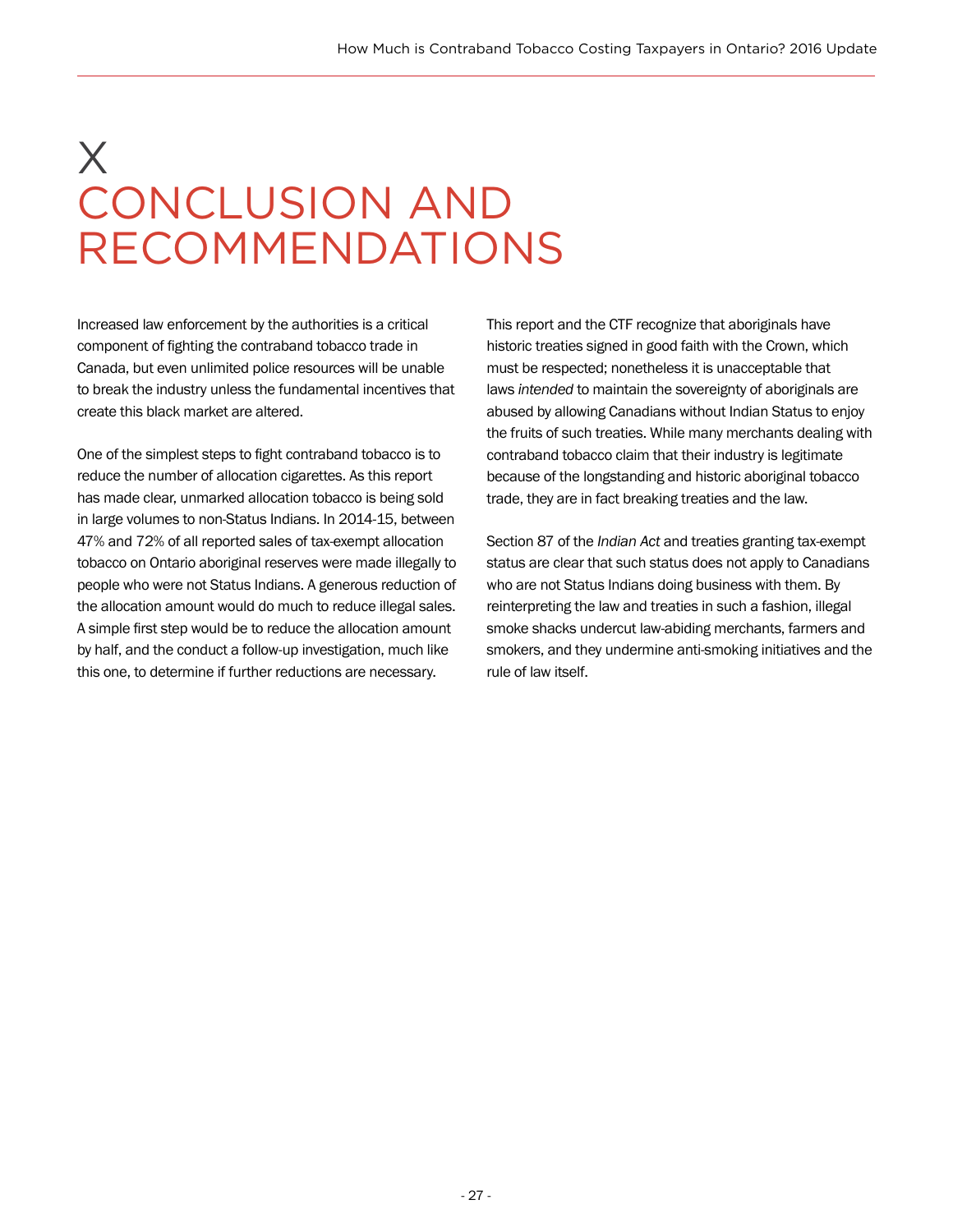# X CONCLUSION AND RECOMMENDATIONS

Increased law enforcement by the authorities is a critical component of fighting the contraband tobacco trade in Canada, but even unlimited police resources will be unable to break the industry unless the fundamental incentives that create this black market are altered.

One of the simplest steps to fight contraband tobacco is to reduce the number of allocation cigarettes. As this report has made clear, unmarked allocation tobacco is being sold in large volumes to non-Status Indians. In 2014-15, between 47% and 72% of all reported sales of tax-exempt allocation tobacco on Ontario aboriginal reserves were made illegally to people who were not Status Indians. A generous reduction of the allocation amount would do much to reduce illegal sales. A simple first step would be to reduce the allocation amount by half, and the conduct a follow-up investigation, much like this one, to determine if further reductions are necessary.

This report and the CTF recognize that aboriginals have historic treaties signed in good faith with the Crown, which must be respected; nonetheless it is unacceptable that laws *intended* to maintain the sovereignty of aboriginals are abused by allowing Canadians without Indian Status to enjoy the fruits of such treaties. While many merchants dealing with contraband tobacco claim that their industry is legitimate because of the longstanding and historic aboriginal tobacco trade, they are in fact breaking treaties and the law.

Section 87 of the *Indian Act* and treaties granting tax-exempt status are clear that such status does not apply to Canadians who are not Status Indians doing business with them. By reinterpreting the law and treaties in such a fashion, illegal smoke shacks undercut law-abiding merchants, farmers and smokers, and they undermine anti-smoking initiatives and the rule of law itself.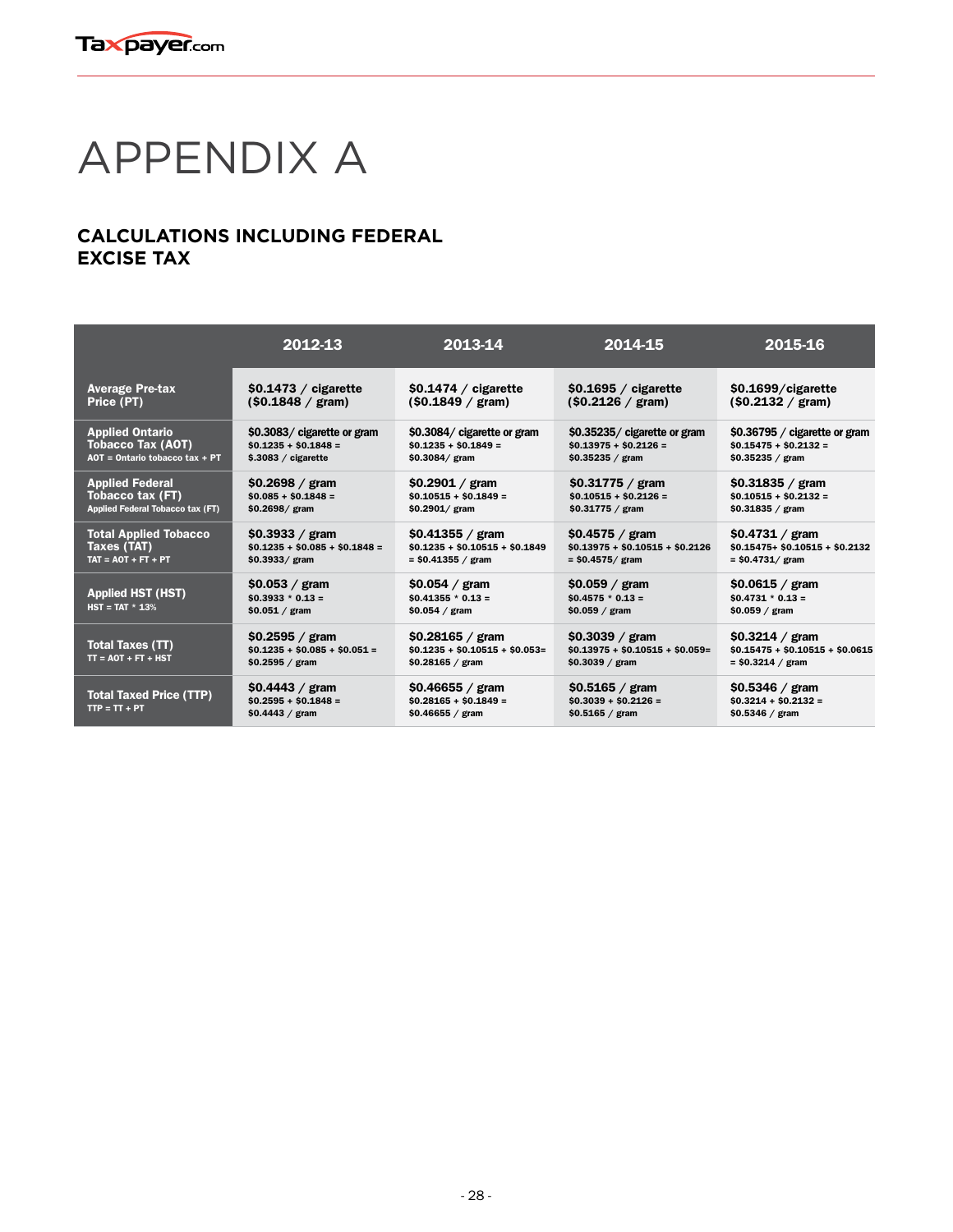# APPENDIX A

## CALCULATIONS INCLUDING FEDERAL EXCISE TAX

| | 2012-13 | 2013-14 | 2014-15 | 2015-16 |
|---|---|---|---|---|
| **Average Pre-tax Price (PT)** | $0.1473 / cigarette ($0.1848 / gram) | $0.1474 / cigarette ($0.1849 / gram) | $0.1695 / cigarette ($0.2126 / gram) | $0.1699/cigarette ($0.2132 / gram) |
| **Applied Ontario Tobacco Tax (AOT)** AOT = Ontario tobacco tax + PT | $0.3083/ cigarette or gram $0.1235 + $0.1848 = $.3083 / cigarette | $0.3084/ cigarette or gram $0.1235 + $0.1849 = $0.3084/ gram | $0.35235/ cigarette or gram $0.13975 + $0.2126 = $0.35235 / gram | $0.36795 / cigarette or gram $0.15475 + $0.2132 = $0.35235 / gram |
| **Applied Federal Tobacco tax (FT)** Applied Federal Tobacco tax (FT) | $0.2698 / gram $0.085 + $0.1848 = $0.2698/ gram | $0.2901 / gram $0.10515 + $0.1849 = $0.2901/ gram | $0.31775 / gram $0.10515 + $0.2126 = $0.31775 / gram | $0.31835 / gram $0.10515 + $0.2132 = $0.31835 / gram |
| **Total Applied Tobacco Taxes (TAT)** TAT = AOT + FT + PT | $0.3933 / gram $0.1235 + $0.085 + $0.1848 = $0.3933/ gram | $0.41355 / gram $0.1235 + $0.10515 + $0.1849 = $0.41355 / gram | $0.4575 / gram $0.13975 + $0.10515 + $0.2126 = $0.4575/ gram | $0.4731 / gram $0.15475+ $0.10515 + $0.2132 = $0.4731/ gram |
| **Applied HST (HST)** HST = TAT * 13% | $0.053 / gram $0.3933 * 0.13 = $0.051 / gram | $0.054 / gram $0.41355 * 0.13 = $0.054 / gram | $0.059 / gram $0.4575 * 0.13 = $0.059 / gram | $0.0615 / gram $0.4731 * 0.13 = $0.059 / gram |
| **Total Taxes (TT)** TT = AOT + FT + HST | $0.2595 / gram $0.1235 + $0.085 + $0.051 = $0.2595 / gram | $0.28165 / gram $0.1235 + $0.10515 + $0.053= $0.28165 / gram | $0.3039 / gram $0.13975 + $0.10515 + $0.059= $0.3039 / gram | $0.3214 / gram $0.15475 + $0.10515 + $0.0615 = $0.3214 / gram |
| **Total Taxed Price (TTP)** TTP = TT + PT | $0.4443 / gram $0.2595 + $0.1848 = $0.4443 / gram | $0.46655 / gram $0.28165 + $0.1849 = $0.46655 / gram | $0.5165 / gram $0.3039 + $0.2126 = $0.5165 / gram | $0.5346 / gram $0.3214 + $0.2132 = $0.5346 / gram |